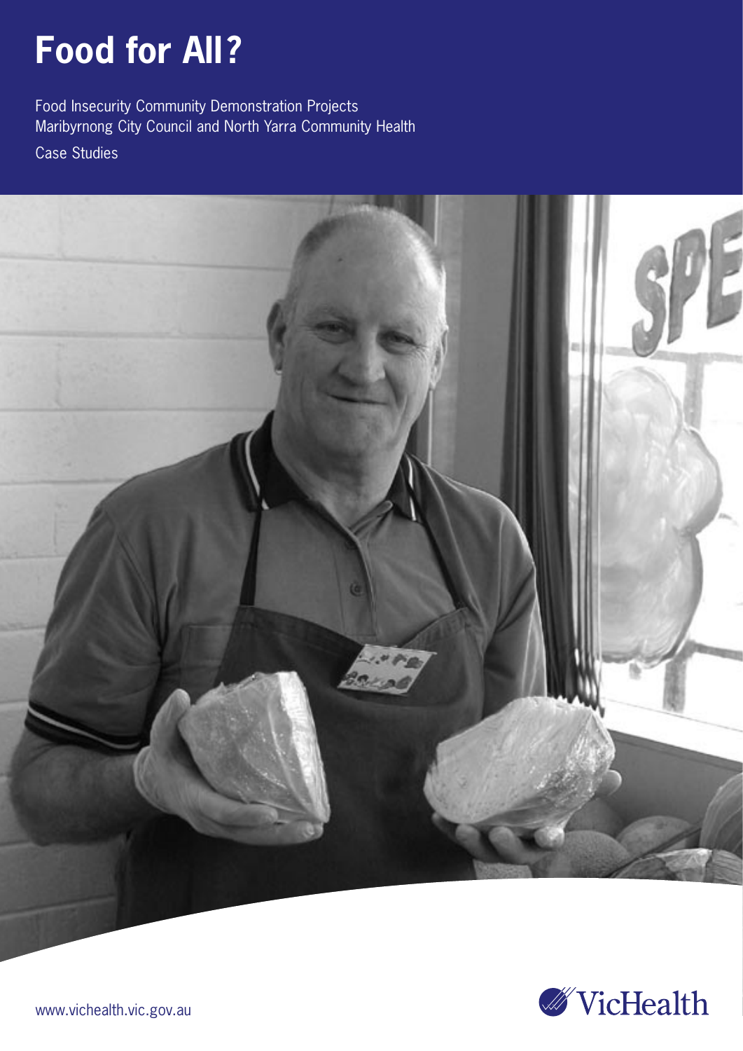# Food for All?

Food Insecurity Community Demonstration Projects
Maribyrnong City Council and North Yarra Community Health

Case Studies

www.vichealth.vic.gov.au

VicHealth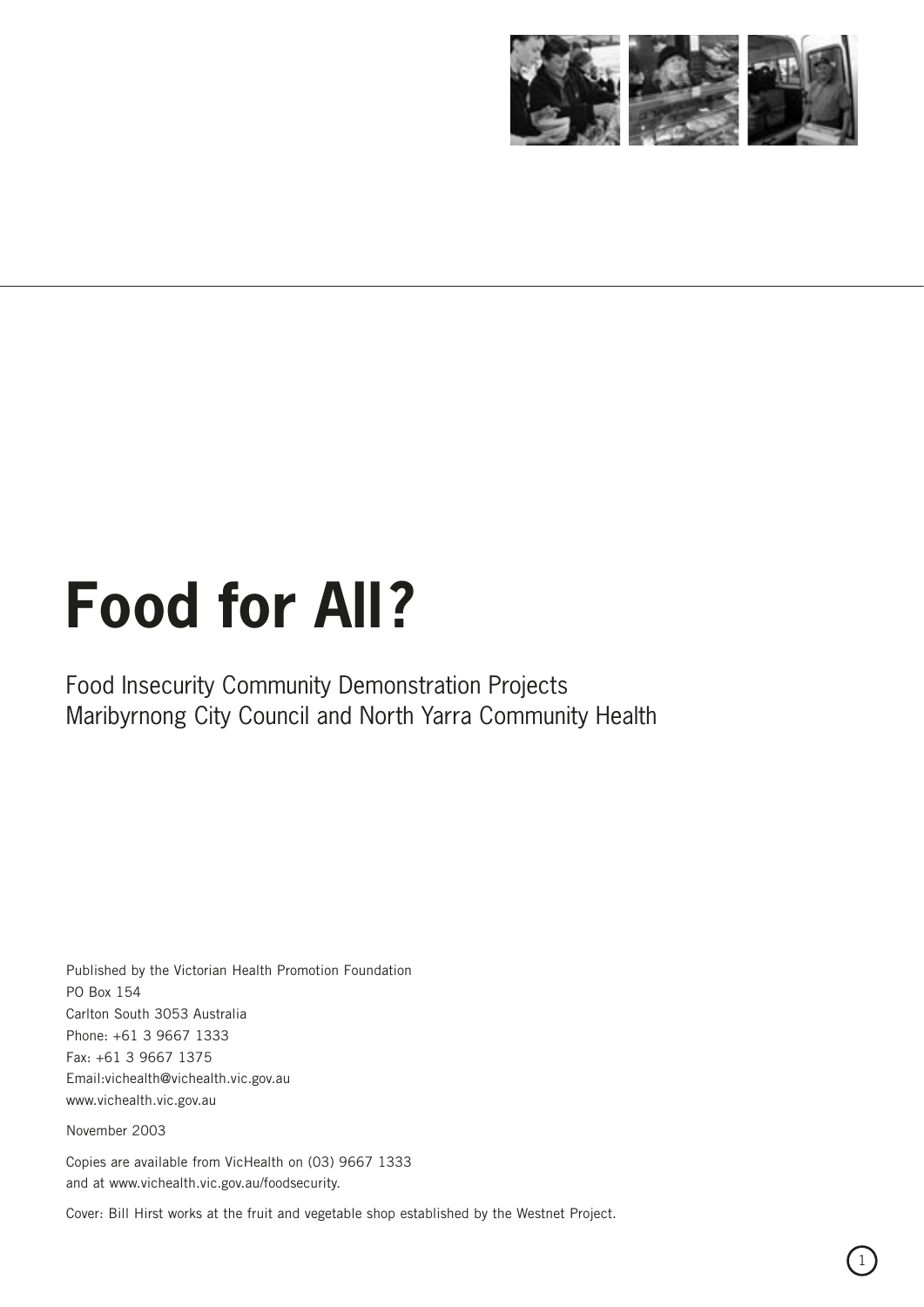# Food for All?

Food Insecurity Community Demonstration Projects
Maribyrnong City Council and North Yarra Community Health

Published by the Victorian Health Promotion Foundation
PO Box 154
Carlton South 3053 Australia
Phone: +61 3 9667 1333
Fax: +61 3 9667 1375
Email:vichealth@vichealth.vic.gov.au
www.vichealth.vic.gov.au

November 2003

Copies are available from VicHealth on (03) 9667 1333
and at www.vichealth.vic.gov.au/foodsecurity.

Cover: Bill Hirst works at the fruit and vegetable shop established by the Westnet Project.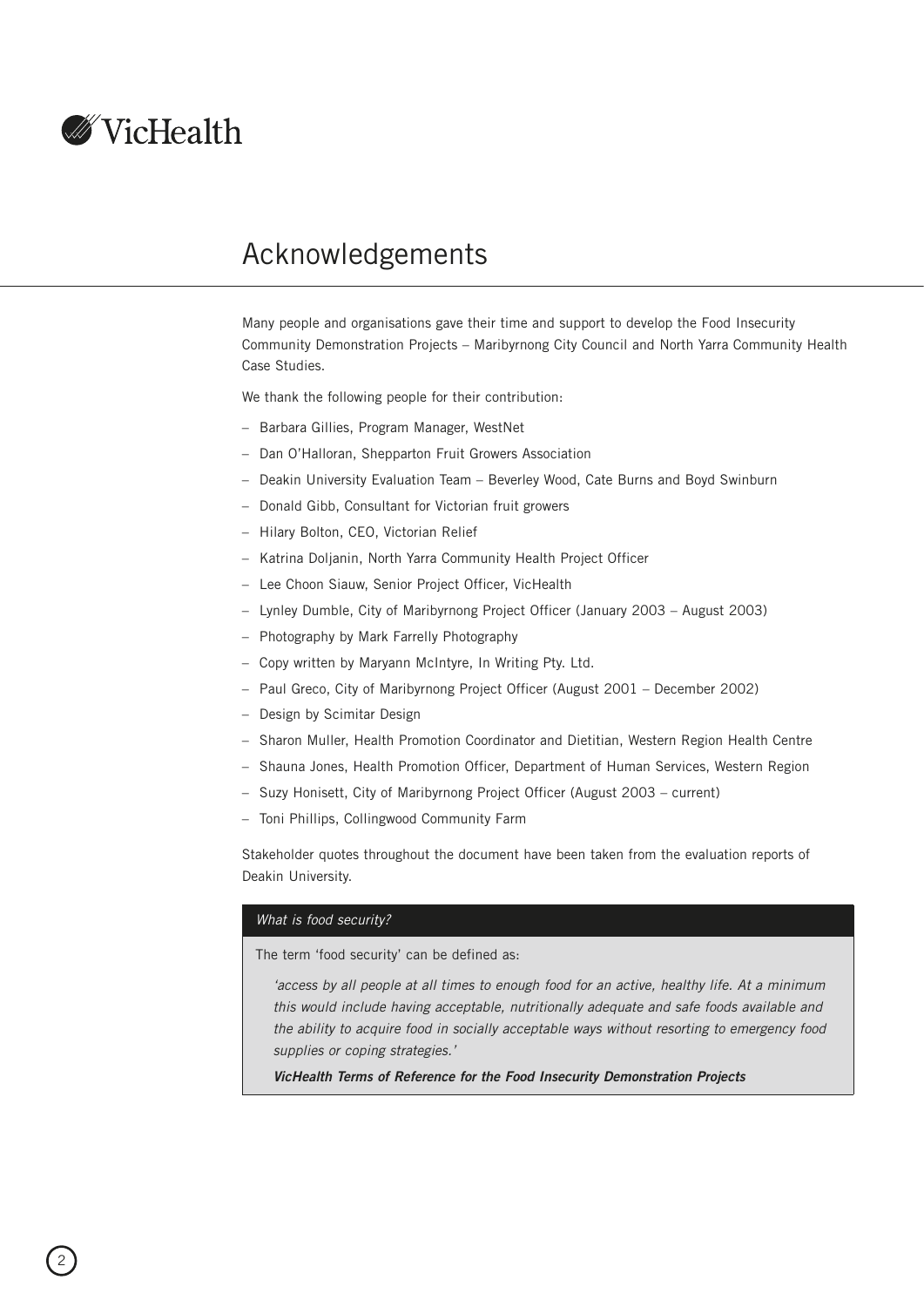# Acknowledgements

Many people and organisations gave their time and support to develop the Food Insecurity Community Demonstration Projects – Maribyrnong City Council and North Yarra Community Health Case Studies.

We thank the following people for their contribution:

- Barbara Gillies, Program Manager, WestNet
- Dan O'Halloran, Shepparton Fruit Growers Association
- Deakin University Evaluation Team – Beverley Wood, Cate Burns and Boyd Swinburn
- Donald Gibb, Consultant for Victorian fruit growers
- Hilary Bolton, CEO, Victorian Relief
- Katrina Doljanin, North Yarra Community Health Project Officer
- Lee Choon Siauw, Senior Project Officer, VicHealth
- Lynley Dumble, City of Maribyrnong Project Officer (January 2003 – August 2003)
- Photography by Mark Farrelly Photography
- Copy written by Maryann McIntyre, In Writing Pty. Ltd.
- Paul Greco, City of Maribyrnong Project Officer (August 2001 – December 2002)
- Design by Scimitar Design
- Sharon Muller, Health Promotion Coordinator and Dietitian, Western Region Health Centre
- Shauna Jones, Health Promotion Officer, Department of Human Services, Western Region
- Suzy Honisett, City of Maribyrnong Project Officer (August 2003 – current)
- Toni Phillips, Collingwood Community Farm

Stakeholder quotes throughout the document have been taken from the evaluation reports of Deakin University.

> *What is food security?*
>
> The term 'food security' can be defined as:
>
> *'access by all people at all times to enough food for an active, healthy life. At a minimum this would include having acceptable, nutritionally adequate and safe foods available and the ability to acquire food in socially acceptable ways without resorting to emergency food supplies or coping strategies.'*
>
> ***VicHealth Terms of Reference for the Food Insecurity Demonstration Projects***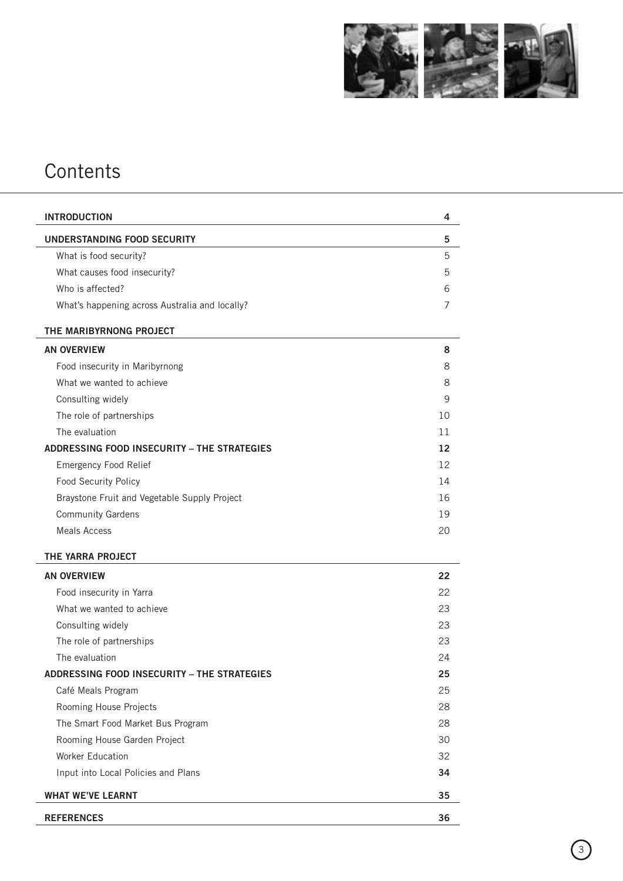# Contents

| | |
|---|---|
| **INTRODUCTION** | **4** |
| **UNDERSTANDING FOOD SECURITY** | **5** |
| What is food security? | 5 |
| What causes food insecurity? | 5 |
| Who is affected? | 6 |
| What's happening across Australia and locally? | 7 |
| **THE MARIBYRNONG PROJECT** | |
| **AN OVERVIEW** | **8** |
| Food insecurity in Maribyrnong | 8 |
| What we wanted to achieve | 8 |
| Consulting widely | 9 |
| The role of partnerships | 10 |
| The evaluation | 11 |
| **ADDRESSING FOOD INSECURITY – THE STRATEGIES** | **12** |
| Emergency Food Relief | 12 |
| Food Security Policy | 14 |
| Braystone Fruit and Vegetable Supply Project | 16 |
| Community Gardens | 19 |
| Meals Access | 20 |
| **THE YARRA PROJECT** | |
| **AN OVERVIEW** | **22** |
| Food insecurity in Yarra | 22 |
| What we wanted to achieve | 23 |
| Consulting widely | 23 |
| The role of partnerships | 23 |
| The evaluation | 24 |
| **ADDRESSING FOOD INSECURITY – THE STRATEGIES** | **25** |
| Café Meals Program | 25 |
| Rooming House Projects | 28 |
| The Smart Food Market Bus Program | 28 |
| Rooming House Garden Project | 30 |
| Worker Education | 32 |
| Input into Local Policies and Plans | **34** |
| **WHAT WE'VE LEARNT** | **35** |
| **REFERENCES** | **36** |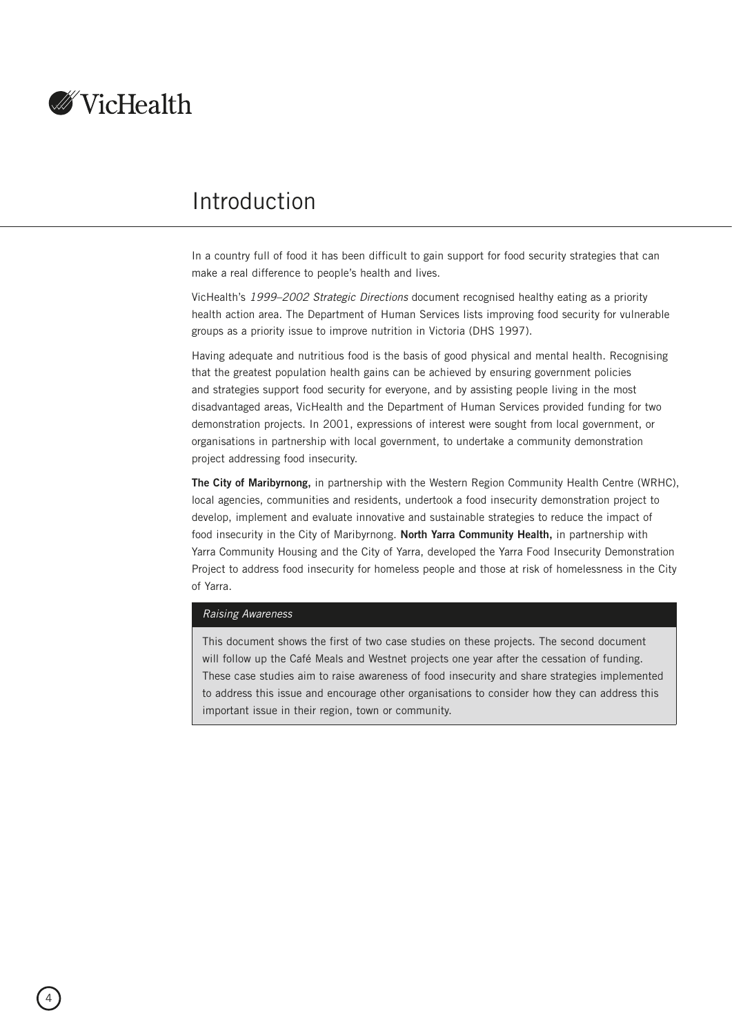# Introduction

In a country full of food it has been difficult to gain support for food security strategies that can make a real difference to people's health and lives.

VicHealth's *1999–2002 Strategic Directions* document recognised healthy eating as a priority health action area. The Department of Human Services lists improving food security for vulnerable groups as a priority issue to improve nutrition in Victoria (DHS 1997).

Having adequate and nutritious food is the basis of good physical and mental health. Recognising that the greatest population health gains can be achieved by ensuring government policies and strategies support food security for everyone, and by assisting people living in the most disadvantaged areas, VicHealth and the Department of Human Services provided funding for two demonstration projects. In 2001, expressions of interest were sought from local government, or organisations in partnership with local government, to undertake a community demonstration project addressing food insecurity.

**The City of Maribyrnong,** in partnership with the Western Region Community Health Centre (WRHC), local agencies, communities and residents, undertook a food insecurity demonstration project to develop, implement and evaluate innovative and sustainable strategies to reduce the impact of food insecurity in the City of Maribyrnong. **North Yarra Community Health,** in partnership with Yarra Community Housing and the City of Yarra, developed the Yarra Food Insecurity Demonstration Project to address food insecurity for homeless people and those at risk of homelessness in the City of Yarra.

*Raising Awareness*

This document shows the first of two case studies on these projects. The second document will follow up the Café Meals and Westnet projects one year after the cessation of funding. These case studies aim to raise awareness of food insecurity and share strategies implemented to address this issue and encourage other organisations to consider how they can address this important issue in their region, town or community.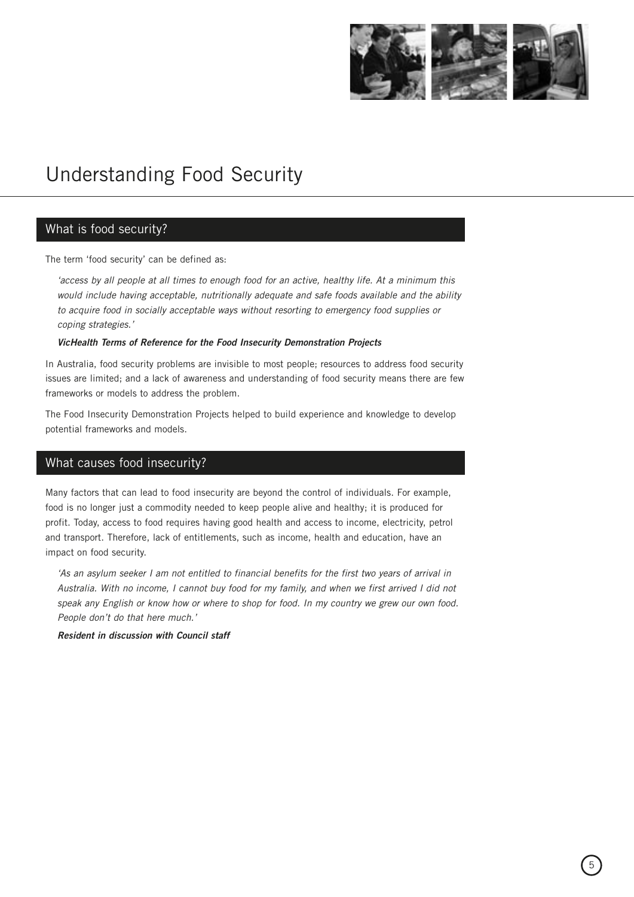# Understanding Food Security

## What is food security?

The term 'food security' can be defined as:

> *'access by all people at all times to enough food for an active, healthy life. At a minimum this would include having acceptable, nutritionally adequate and safe foods available and the ability to acquire food in socially acceptable ways without resorting to emergency food supplies or coping strategies.'*
>
> ***VicHealth Terms of Reference for the Food Insecurity Demonstration Projects***

In Australia, food security problems are invisible to most people; resources to address food security issues are limited; and a lack of awareness and understanding of food security means there are few frameworks or models to address the problem.

The Food Insecurity Demonstration Projects helped to build experience and knowledge to develop potential frameworks and models.

## What causes food insecurity?

Many factors that can lead to food insecurity are beyond the control of individuals. For example, food is no longer just a commodity needed to keep people alive and healthy; it is produced for profit. Today, access to food requires having good health and access to income, electricity, petrol and transport. Therefore, lack of entitlements, such as income, health and education, have an impact on food security.

> *'As an asylum seeker I am not entitled to financial benefits for the first two years of arrival in Australia. With no income, I cannot buy food for my family, and when we first arrived I did not speak any English or know how or where to shop for food. In my country we grew our own food. People don't do that here much.'*
>
> ***Resident in discussion with Council staff***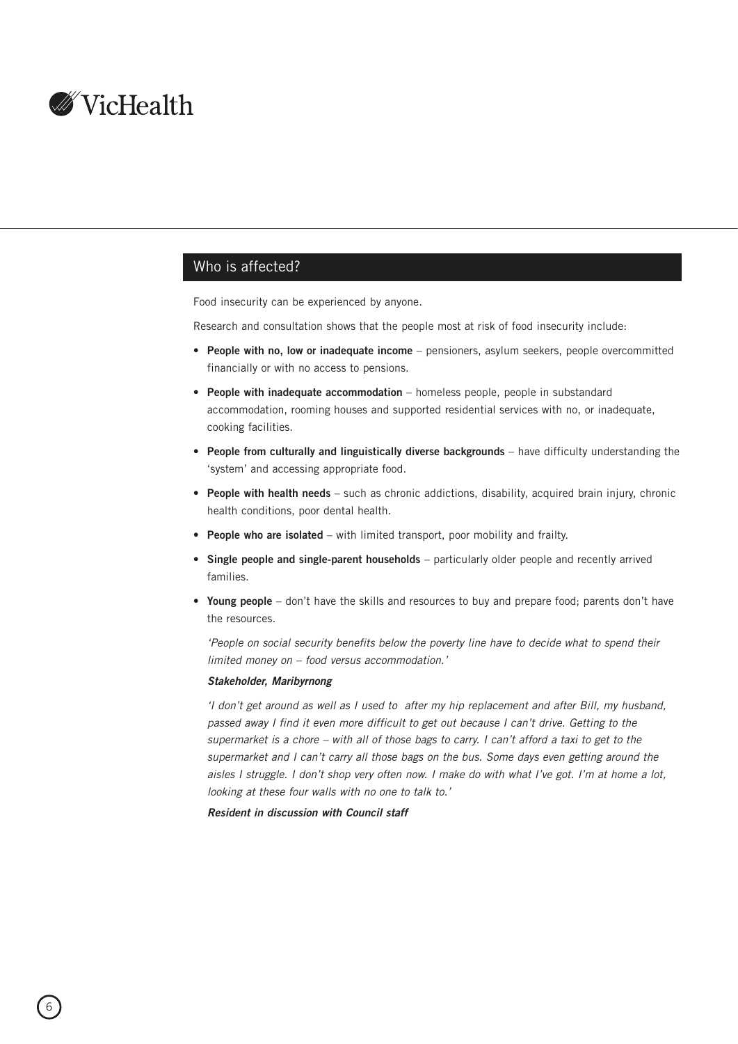## Who is affected?

Food insecurity can be experienced by anyone.

Research and consultation shows that the people most at risk of food insecurity include:

- **People with no, low or inadequate income** – pensioners, asylum seekers, people overcommitted financially or with no access to pensions.
- **People with inadequate accommodation** – homeless people, people in substandard accommodation, rooming houses and supported residential services with no, or inadequate, cooking facilities.
- **People from culturally and linguistically diverse backgrounds** – have difficulty understanding the 'system' and accessing appropriate food.
- **People with health needs** – such as chronic addictions, disability, acquired brain injury, chronic health conditions, poor dental health.
- **People who are isolated** – with limited transport, poor mobility and frailty.
- **Single people and single-parent households** – particularly older people and recently arrived families.
- **Young people** – don't have the skills and resources to buy and prepare food; parents don't have the resources.

*'People on social security benefits below the poverty line have to decide what to spend their limited money on – food versus accommodation.'*

***Stakeholder, Maribyrnong***

*'I don't get around as well as I used to after my hip replacement and after Bill, my husband, passed away I find it even more difficult to get out because I can't drive. Getting to the supermarket is a chore – with all of those bags to carry. I can't afford a taxi to get to the supermarket and I can't carry all those bags on the bus. Some days even getting around the aisles I struggle. I don't shop very often now. I make do with what I've got. I'm at home a lot, looking at these four walls with no one to talk to.'*

***Resident in discussion with Council staff***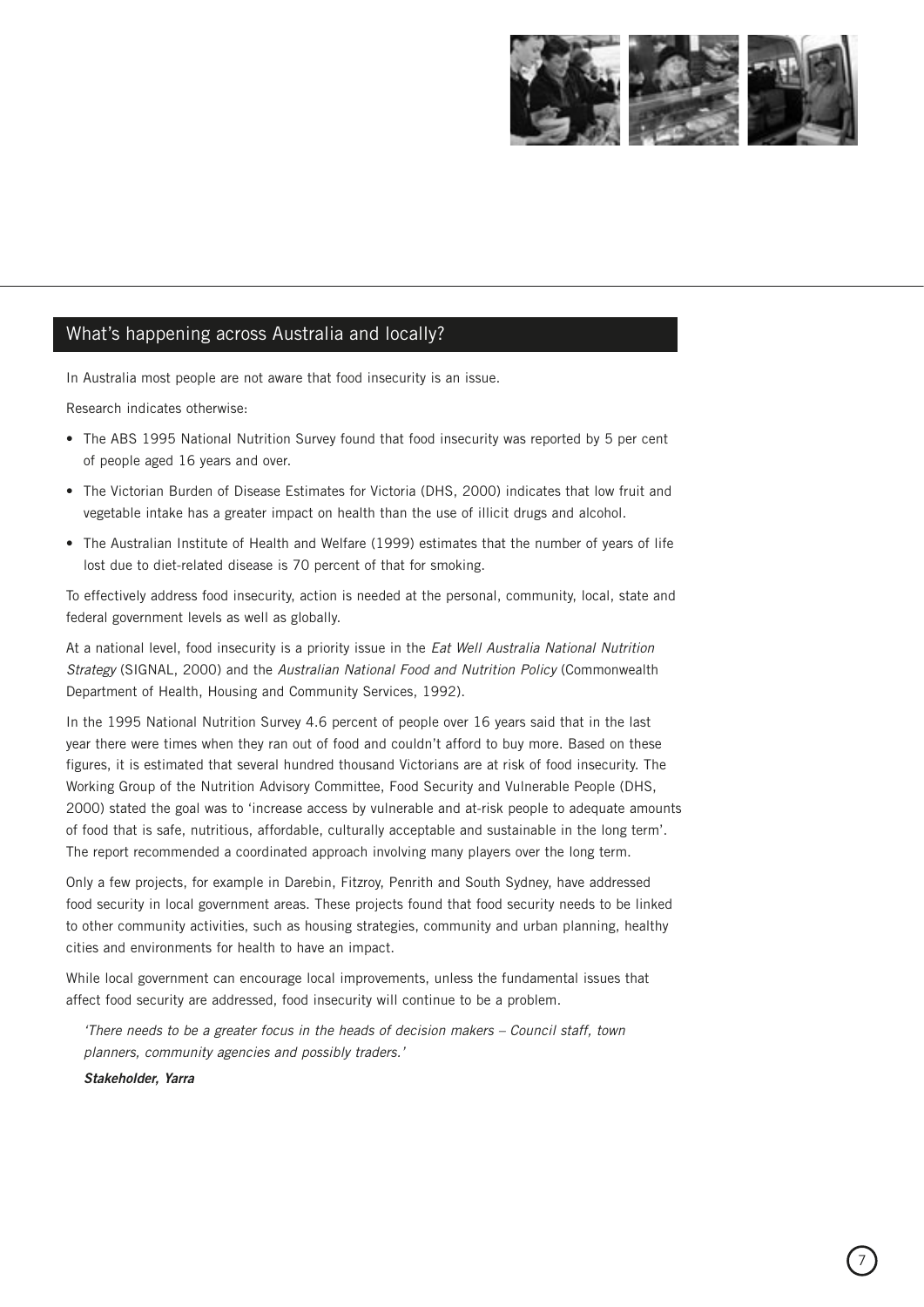## What's happening across Australia and locally?

In Australia most people are not aware that food insecurity is an issue.

Research indicates otherwise:

- The ABS 1995 National Nutrition Survey found that food insecurity was reported by 5 per cent of people aged 16 years and over.
- The Victorian Burden of Disease Estimates for Victoria (DHS, 2000) indicates that low fruit and vegetable intake has a greater impact on health than the use of illicit drugs and alcohol.
- The Australian Institute of Health and Welfare (1999) estimates that the number of years of life lost due to diet-related disease is 70 percent of that for smoking.

To effectively address food insecurity, action is needed at the personal, community, local, state and federal government levels as well as globally.

At a national level, food insecurity is a priority issue in the *Eat Well Australia National Nutrition Strategy* (SIGNAL, 2000) and the *Australian National Food and Nutrition Policy* (Commonwealth Department of Health, Housing and Community Services, 1992).

In the 1995 National Nutrition Survey 4.6 percent of people over 16 years said that in the last year there were times when they ran out of food and couldn't afford to buy more. Based on these figures, it is estimated that several hundred thousand Victorians are at risk of food insecurity. The Working Group of the Nutrition Advisory Committee, Food Security and Vulnerable People (DHS, 2000) stated the goal was to 'increase access by vulnerable and at-risk people to adequate amounts of food that is safe, nutritious, affordable, culturally acceptable and sustainable in the long term'. The report recommended a coordinated approach involving many players over the long term.

Only a few projects, for example in Darebin, Fitzroy, Penrith and South Sydney, have addressed food security in local government areas. These projects found that food security needs to be linked to other community activities, such as housing strategies, community and urban planning, healthy cities and environments for health to have an impact.

While local government can encourage local improvements, unless the fundamental issues that affect food security are addressed, food insecurity will continue to be a problem.

> *'There needs to be a greater focus in the heads of decision makers – Council staff, town planners, community agencies and possibly traders.'*
>
> ***Stakeholder, Yarra***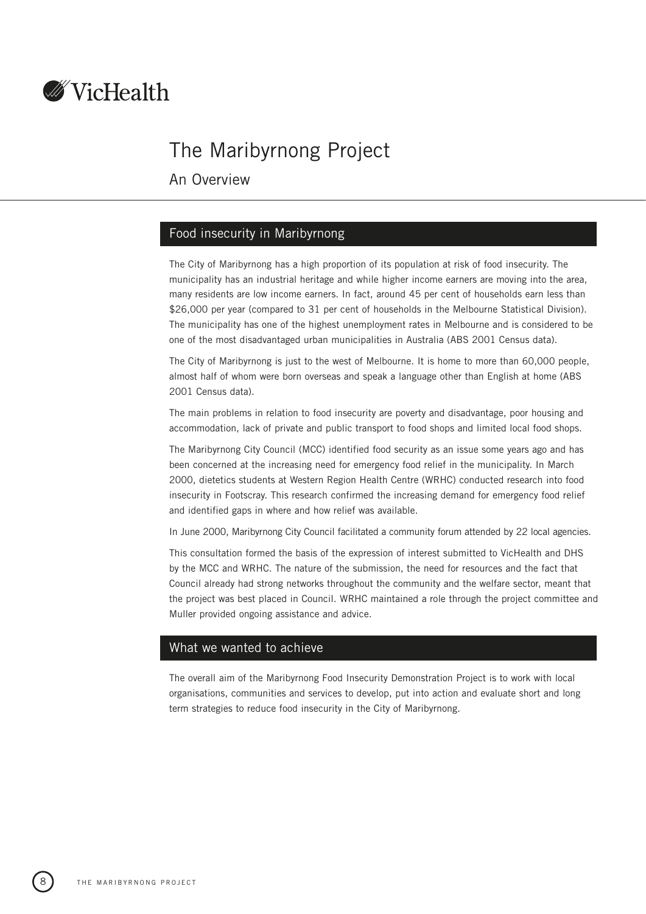# The Maribyrnong Project

An Overview

## Food insecurity in Maribyrnong

The City of Maribyrnong has a high proportion of its population at risk of food insecurity. The municipality has an industrial heritage and while higher income earners are moving into the area, many residents are low income earners. In fact, around 45 per cent of households earn less than $26,000 per year (compared to 31 per cent of households in the Melbourne Statistical Division). The municipality has one of the highest unemployment rates in Melbourne and is considered to be one of the most disadvantaged urban municipalities in Australia (ABS 2001 Census data).

The City of Maribyrnong is just to the west of Melbourne. It is home to more than 60,000 people, almost half of whom were born overseas and speak a language other than English at home (ABS 2001 Census data).

The main problems in relation to food insecurity are poverty and disadvantage, poor housing and accommodation, lack of private and public transport to food shops and limited local food shops.

The Maribyrnong City Council (MCC) identified food security as an issue some years ago and has been concerned at the increasing need for emergency food relief in the municipality. In March 2000, dietetics students at Western Region Health Centre (WRHC) conducted research into food insecurity in Footscray. This research confirmed the increasing demand for emergency food relief and identified gaps in where and how relief was available.

In June 2000, Maribyrnong City Council facilitated a community forum attended by 22 local agencies.

This consultation formed the basis of the expression of interest submitted to VicHealth and DHS by the MCC and WRHC. The nature of the submission, the need for resources and the fact that Council already had strong networks throughout the community and the welfare sector, meant that the project was best placed in Council. WRHC maintained a role through the project committee and Muller provided ongoing assistance and advice.

## What we wanted to achieve

The overall aim of the Maribyrnong Food Insecurity Demonstration Project is to work with local organisations, communities and services to develop, put into action and evaluate short and long term strategies to reduce food insecurity in the City of Maribyrnong.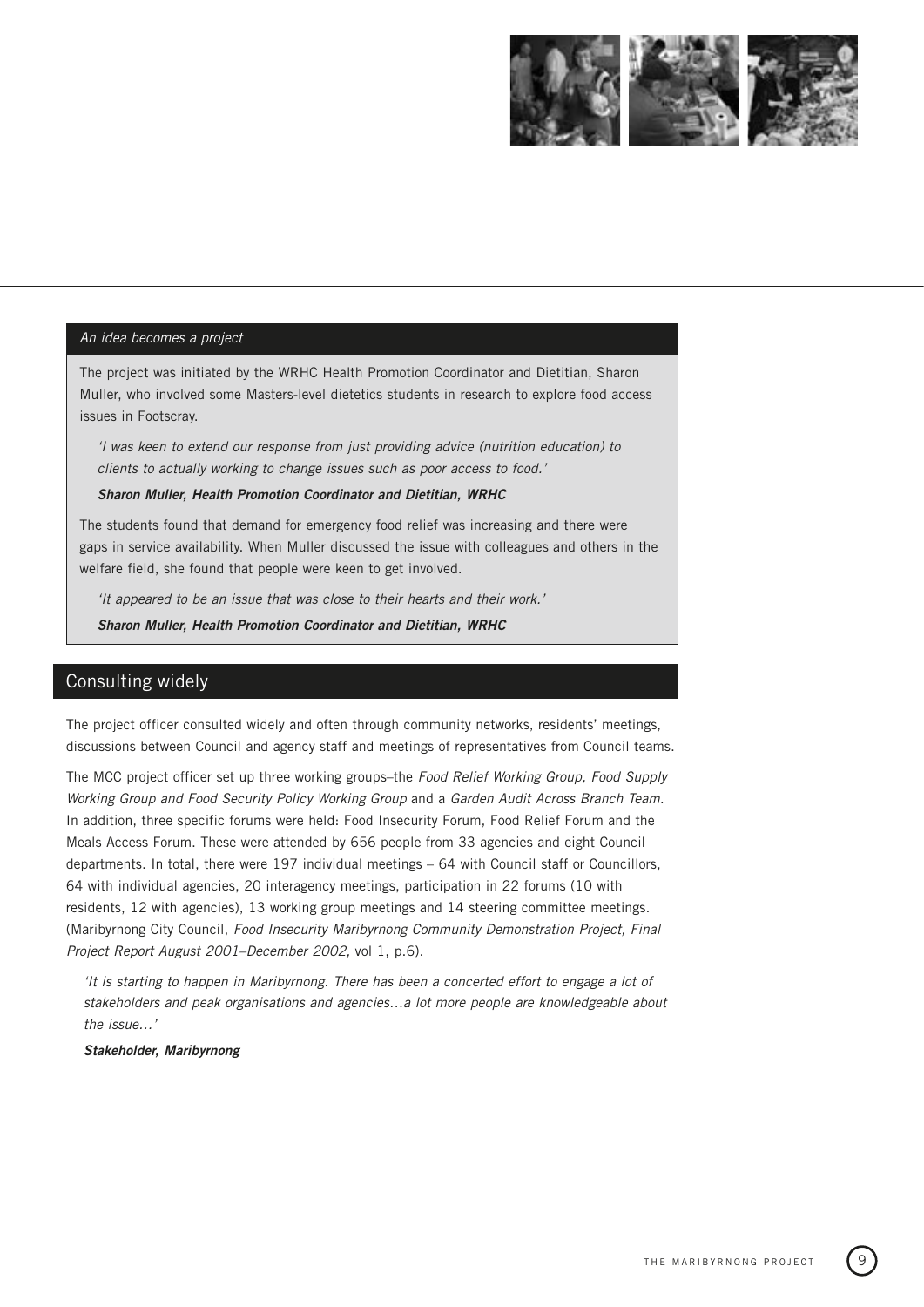### *An idea becomes a project*

The project was initiated by the WRHC Health Promotion Coordinator and Dietitian, Sharon Muller, who involved some Masters-level dietetics students in research to explore food access issues in Footscray.

> *'I was keen to extend our response from just providing advice (nutrition education) to clients to actually working to change issues such as poor access to food.'*
>
> ***Sharon Muller, Health Promotion Coordinator and Dietitian, WRHC***

The students found that demand for emergency food relief was increasing and there were gaps in service availability. When Muller discussed the issue with colleagues and others in the welfare field, she found that people were keen to get involved.

> *'It appeared to be an issue that was close to their hearts and their work.'*
>
> ***Sharon Muller, Health Promotion Coordinator and Dietitian, WRHC***

## Consulting widely

The project officer consulted widely and often through community networks, residents' meetings, discussions between Council and agency staff and meetings of representatives from Council teams.

The MCC project officer set up three working groups–the *Food Relief Working Group, Food Supply Working Group and Food Security Policy Working Group* and a *Garden Audit Across Branch Team.* In addition, three specific forums were held: Food Insecurity Forum, Food Relief Forum and the Meals Access Forum. These were attended by 656 people from 33 agencies and eight Council departments. In total, there were 197 individual meetings – 64 with Council staff or Councillors, 64 with individual agencies, 20 interagency meetings, participation in 22 forums (10 with residents, 12 with agencies), 13 working group meetings and 14 steering committee meetings. (Maribyrnong City Council, *Food Insecurity Maribyrnong Community Demonstration Project, Final Project Report August 2001–December 2002,* vol 1, p.6).

> *'It is starting to happen in Maribyrnong. There has been a concerted effort to engage a lot of stakeholders and peak organisations and agencies…a lot more people are knowledgeable about the issue…'*
>
> ***Stakeholder, Maribyrnong***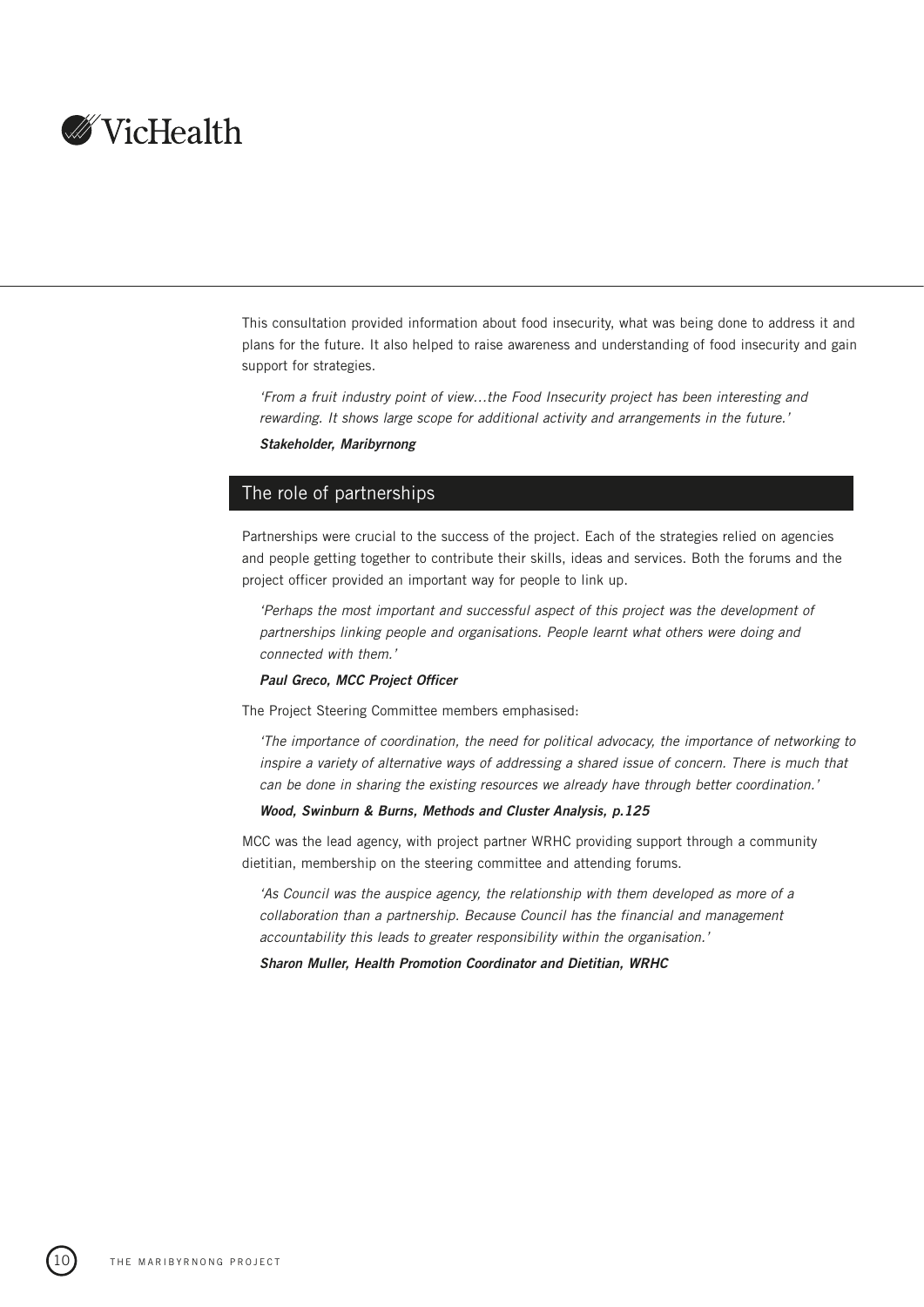This consultation provided information about food insecurity, what was being done to address it and plans for the future. It also helped to raise awareness and understanding of food insecurity and gain support for strategies.

> *'From a fruit industry point of view…the Food Insecurity project has been interesting and rewarding. It shows large scope for additional activity and arrangements in the future.'*
>
> ***Stakeholder, Maribyrnong***

## The role of partnerships

Partnerships were crucial to the success of the project. Each of the strategies relied on agencies and people getting together to contribute their skills, ideas and services. Both the forums and the project officer provided an important way for people to link up.

> *'Perhaps the most important and successful aspect of this project was the development of partnerships linking people and organisations. People learnt what others were doing and connected with them.'*
>
> ***Paul Greco, MCC Project Officer***

The Project Steering Committee members emphasised:

> *'The importance of coordination, the need for political advocacy, the importance of networking to inspire a variety of alternative ways of addressing a shared issue of concern. There is much that can be done in sharing the existing resources we already have through better coordination.'*
>
> ***Wood, Swinburn & Burns, Methods and Cluster Analysis, p.125***

MCC was the lead agency, with project partner WRHC providing support through a community dietitian, membership on the steering committee and attending forums.

> *'As Council was the auspice agency, the relationship with them developed as more of a collaboration than a partnership. Because Council has the financial and management accountability this leads to greater responsibility within the organisation.'*
>
> ***Sharon Muller, Health Promotion Coordinator and Dietitian, WRHC***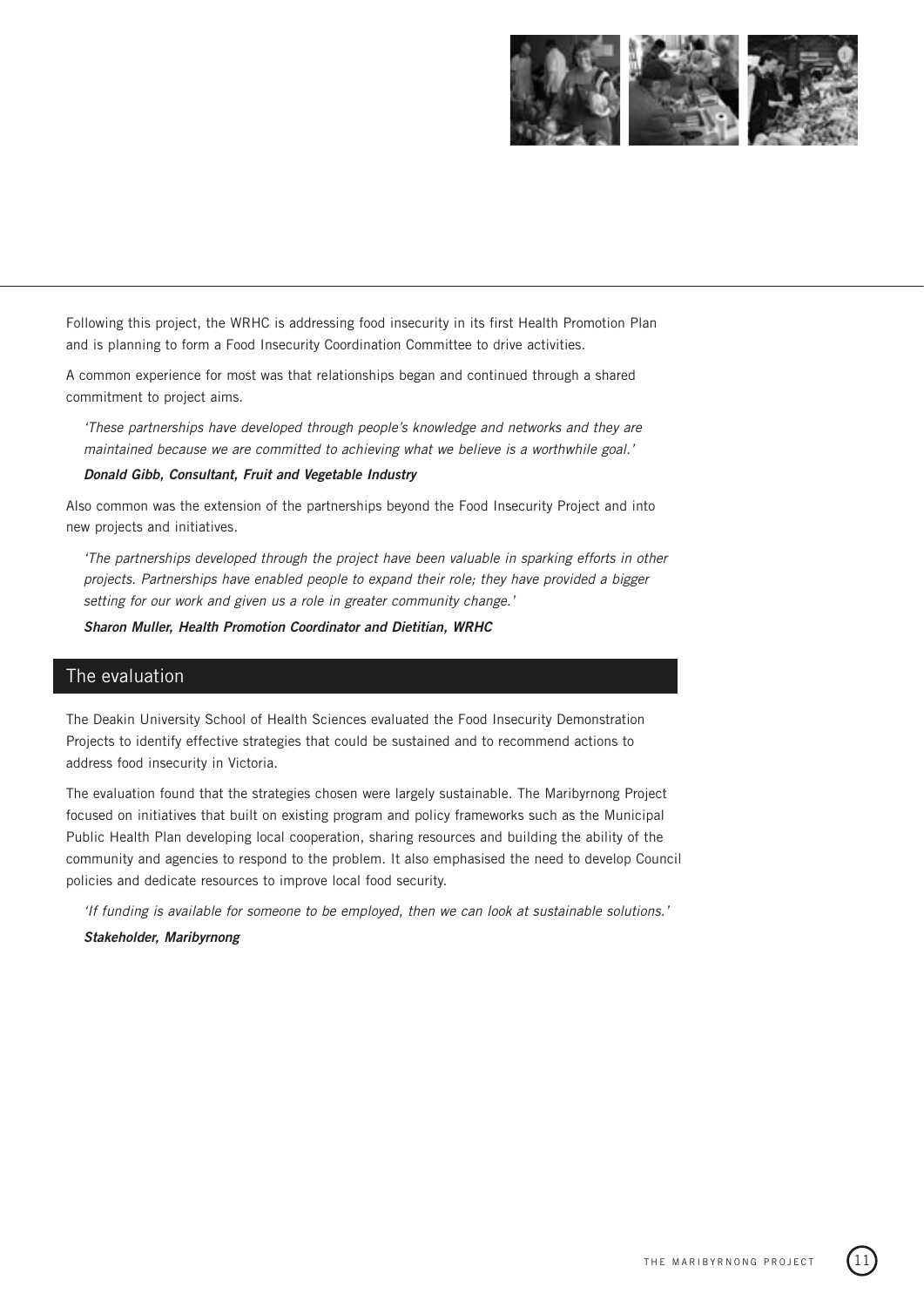Following this project, the WRHC is addressing food insecurity in its first Health Promotion Plan and is planning to form a Food Insecurity Coordination Committee to drive activities.

A common experience for most was that relationships began and continued through a shared commitment to project aims.

> *'These partnerships have developed through people's knowledge and networks and they are maintained because we are committed to achieving what we believe is a worthwhile goal.'*
>
> ***Donald Gibb, Consultant, Fruit and Vegetable Industry***

Also common was the extension of the partnerships beyond the Food Insecurity Project and into new projects and initiatives.

> *'The partnerships developed through the project have been valuable in sparking efforts in other projects. Partnerships have enabled people to expand their role; they have provided a bigger setting for our work and given us a role in greater community change.'*
>
> ***Sharon Muller, Health Promotion Coordinator and Dietitian, WRHC***

## The evaluation

The Deakin University School of Health Sciences evaluated the Food Insecurity Demonstration Projects to identify effective strategies that could be sustained and to recommend actions to address food insecurity in Victoria.

The evaluation found that the strategies chosen were largely sustainable. The Maribyrnong Project focused on initiatives that built on existing program and policy frameworks such as the Municipal Public Health Plan developing local cooperation, sharing resources and building the ability of the community and agencies to respond to the problem. It also emphasised the need to develop Council policies and dedicate resources to improve local food security.

> *'If funding is available for someone to be employed, then we can look at sustainable solutions.'*
>
> ***Stakeholder, Maribyrnong***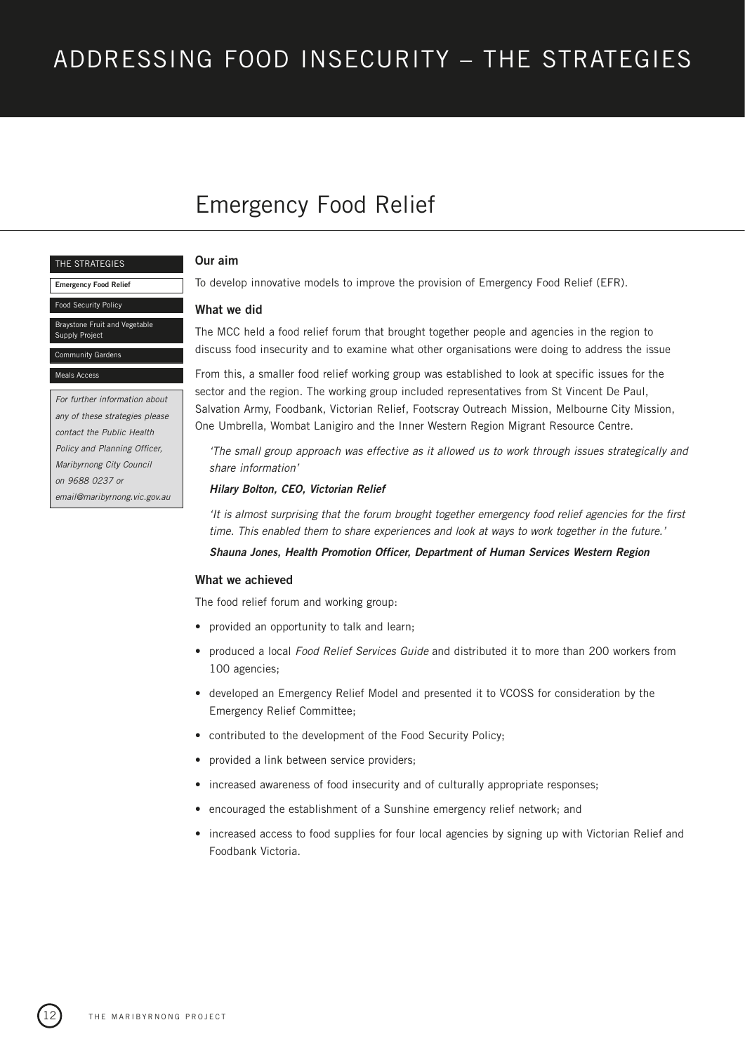# ADDRESSING FOOD INSECURITY – THE STRATEGIES

## Emergency Food Relief

THE STRATEGIES

**Emergency Food Relief**

Food Security Policy

Braystone Fruit and Vegetable Supply Project

Community Gardens

Meals Access

*For further information about any of these strategies please contact the Public Health Policy and Planning Officer, Maribyrnong City Council on 9688 0237 or email@maribyrnong.vic.gov.au*

### Our aim

To develop innovative models to improve the provision of Emergency Food Relief (EFR).

### What we did

The MCC held a food relief forum that brought together people and agencies in the region to discuss food insecurity and to examine what other organisations were doing to address the issue

From this, a smaller food relief working group was established to look at specific issues for the sector and the region. The working group included representatives from St Vincent De Paul, Salvation Army, Foodbank, Victorian Relief, Footscray Outreach Mission, Melbourne City Mission, One Umbrella, Wombat Lanigiro and the Inner Western Region Migrant Resource Centre.

*'The small group approach was effective as it allowed us to work through issues strategically and share information'*

***Hilary Bolton, CEO, Victorian Relief***

*'It is almost surprising that the forum brought together emergency food relief agencies for the first time. This enabled them to share experiences and look at ways to work together in the future.'*

***Shauna Jones, Health Promotion Officer, Department of Human Services Western Region***

### What we achieved

The food relief forum and working group:

- provided an opportunity to talk and learn;
- produced a local *Food Relief Services Guide* and distributed it to more than 200 workers from 100 agencies;
- developed an Emergency Relief Model and presented it to VCOSS for consideration by the Emergency Relief Committee;
- contributed to the development of the Food Security Policy;
- provided a link between service providers;
- increased awareness of food insecurity and of culturally appropriate responses;
- encouraged the establishment of a Sunshine emergency relief network; and
- increased access to food supplies for four local agencies by signing up with Victorian Relief and Foodbank Victoria.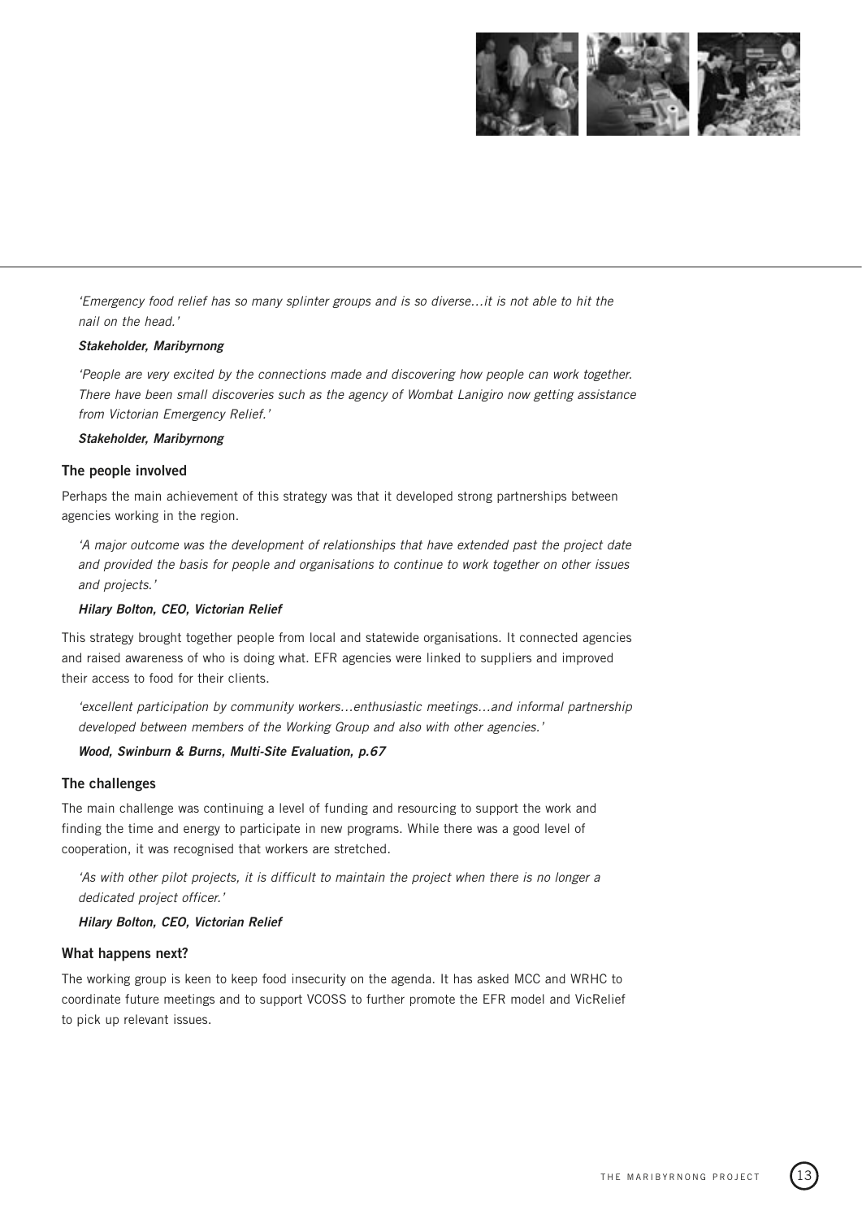*'Emergency food relief has so many splinter groups and is so diverse…it is not able to hit the nail on the head.'*

***Stakeholder, Maribyrnong***

*'People are very excited by the connections made and discovering how people can work together. There have been small discoveries such as the agency of Wombat Lanigiro now getting assistance from Victorian Emergency Relief.'*

***Stakeholder, Maribyrnong***

### The people involved

Perhaps the main achievement of this strategy was that it developed strong partnerships between agencies working in the region.

*'A major outcome was the development of relationships that have extended past the project date and provided the basis for people and organisations to continue to work together on other issues and projects.'*

***Hilary Bolton, CEO, Victorian Relief***

This strategy brought together people from local and statewide organisations. It connected agencies and raised awareness of who is doing what. EFR agencies were linked to suppliers and improved their access to food for their clients.

*'excellent participation by community workers…enthusiastic meetings…and informal partnership developed between members of the Working Group and also with other agencies.'*

***Wood, Swinburn & Burns, Multi-Site Evaluation, p.67***

### The challenges

The main challenge was continuing a level of funding and resourcing to support the work and finding the time and energy to participate in new programs. While there was a good level of cooperation, it was recognised that workers are stretched.

*'As with other pilot projects, it is difficult to maintain the project when there is no longer a dedicated project officer.'*

***Hilary Bolton, CEO, Victorian Relief***

### What happens next?

The working group is keen to keep food insecurity on the agenda. It has asked MCC and WRHC to coordinate future meetings and to support VCOSS to further promote the EFR model and VicRelief to pick up relevant issues.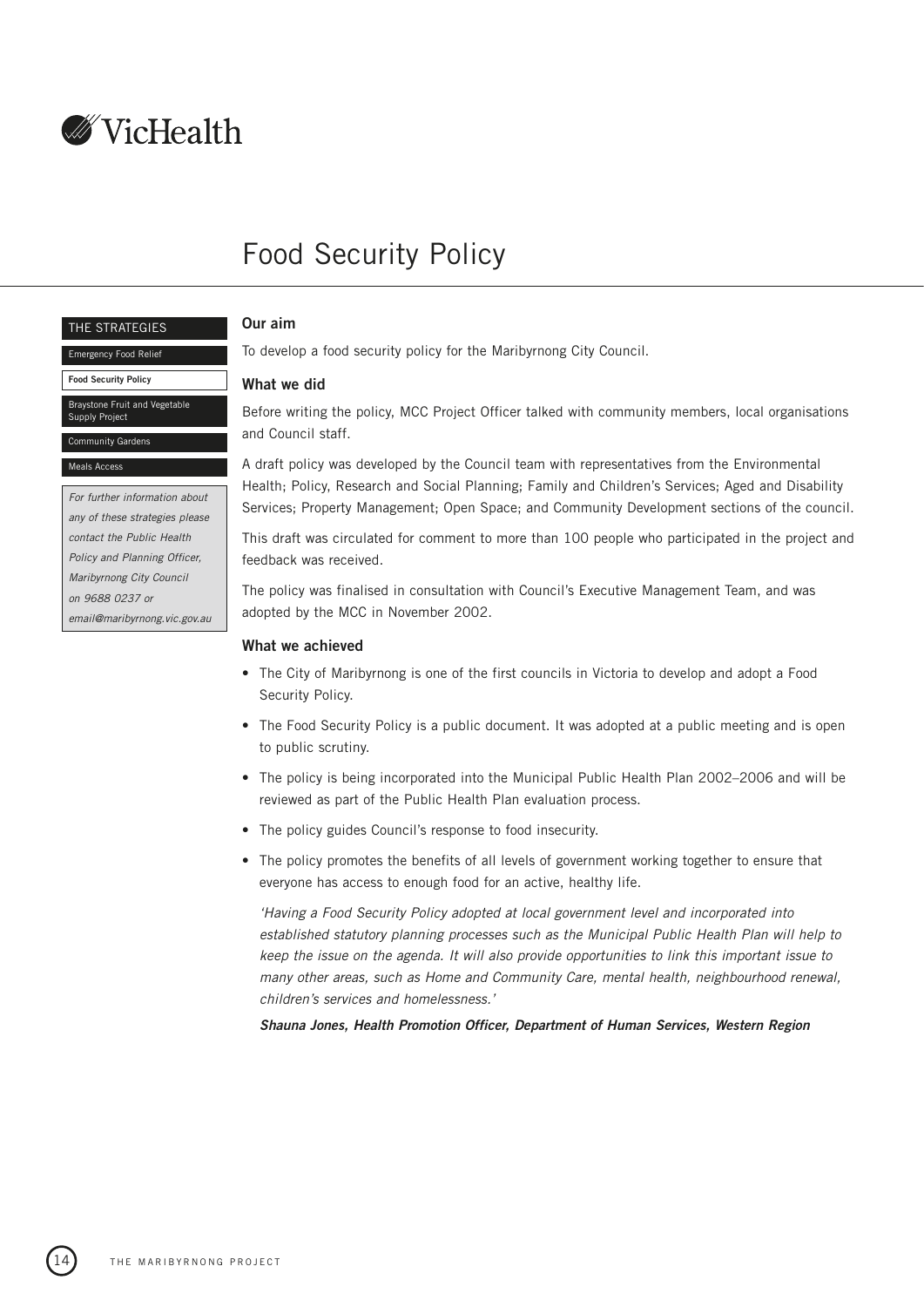VicHealth

# Food Security Policy

THE STRATEGIES

Emergency Food Relief

**Food Security Policy**

Braystone Fruit and Vegetable Supply Project

Community Gardens

Meals Access

*For further information about any of these strategies please contact the Public Health Policy and Planning Officer, Maribyrnong City Council on 9688 0237 or email@maribyrnong.vic.gov.au*

### Our aim

To develop a food security policy for the Maribyrnong City Council.

### What we did

Before writing the policy, MCC Project Officer talked with community members, local organisations and Council staff.

A draft policy was developed by the Council team with representatives from the Environmental Health; Policy, Research and Social Planning; Family and Children's Services; Aged and Disability Services; Property Management; Open Space; and Community Development sections of the council.

This draft was circulated for comment to more than 100 people who participated in the project and feedback was received.

The policy was finalised in consultation with Council's Executive Management Team, and was adopted by the MCC in November 2002.

### What we achieved

- The City of Maribyrnong is one of the first councils in Victoria to develop and adopt a Food Security Policy.
- The Food Security Policy is a public document. It was adopted at a public meeting and is open to public scrutiny.
- The policy is being incorporated into the Municipal Public Health Plan 2002–2006 and will be reviewed as part of the Public Health Plan evaluation process.
- The policy guides Council's response to food insecurity.
- The policy promotes the benefits of all levels of government working together to ensure that everyone has access to enough food for an active, healthy life.

*'Having a Food Security Policy adopted at local government level and incorporated into established statutory planning processes such as the Municipal Public Health Plan will help to keep the issue on the agenda. It will also provide opportunities to link this important issue to many other areas, such as Home and Community Care, mental health, neighbourhood renewal, children's services and homelessness.'*

***Shauna Jones, Health Promotion Officer, Department of Human Services, Western Region***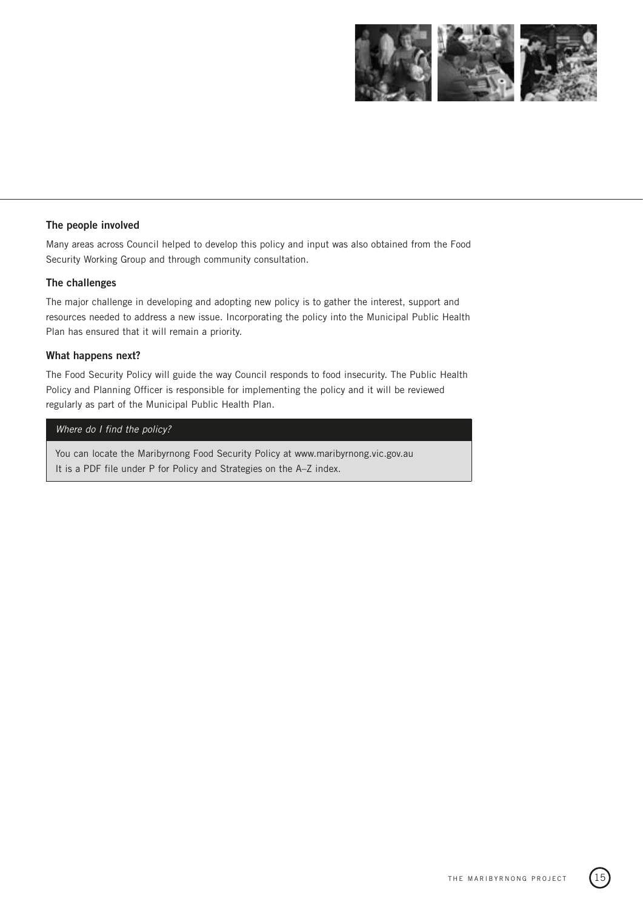### The people involved

Many areas across Council helped to develop this policy and input was also obtained from the Food Security Working Group and through community consultation.

### The challenges

The major challenge in developing and adopting new policy is to gather the interest, support and resources needed to address a new issue. Incorporating the policy into the Municipal Public Health Plan has ensured that it will remain a priority.

### What happens next?

The Food Security Policy will guide the way Council responds to food insecurity. The Public Health Policy and Planning Officer is responsible for implementing the policy and it will be reviewed regularly as part of the Municipal Public Health Plan.

*Where do I find the policy?*

You can locate the Maribyrnong Food Security Policy at www.maribyrnong.vic.gov.au
It is a PDF file under P for Policy and Strategies on the A–Z index.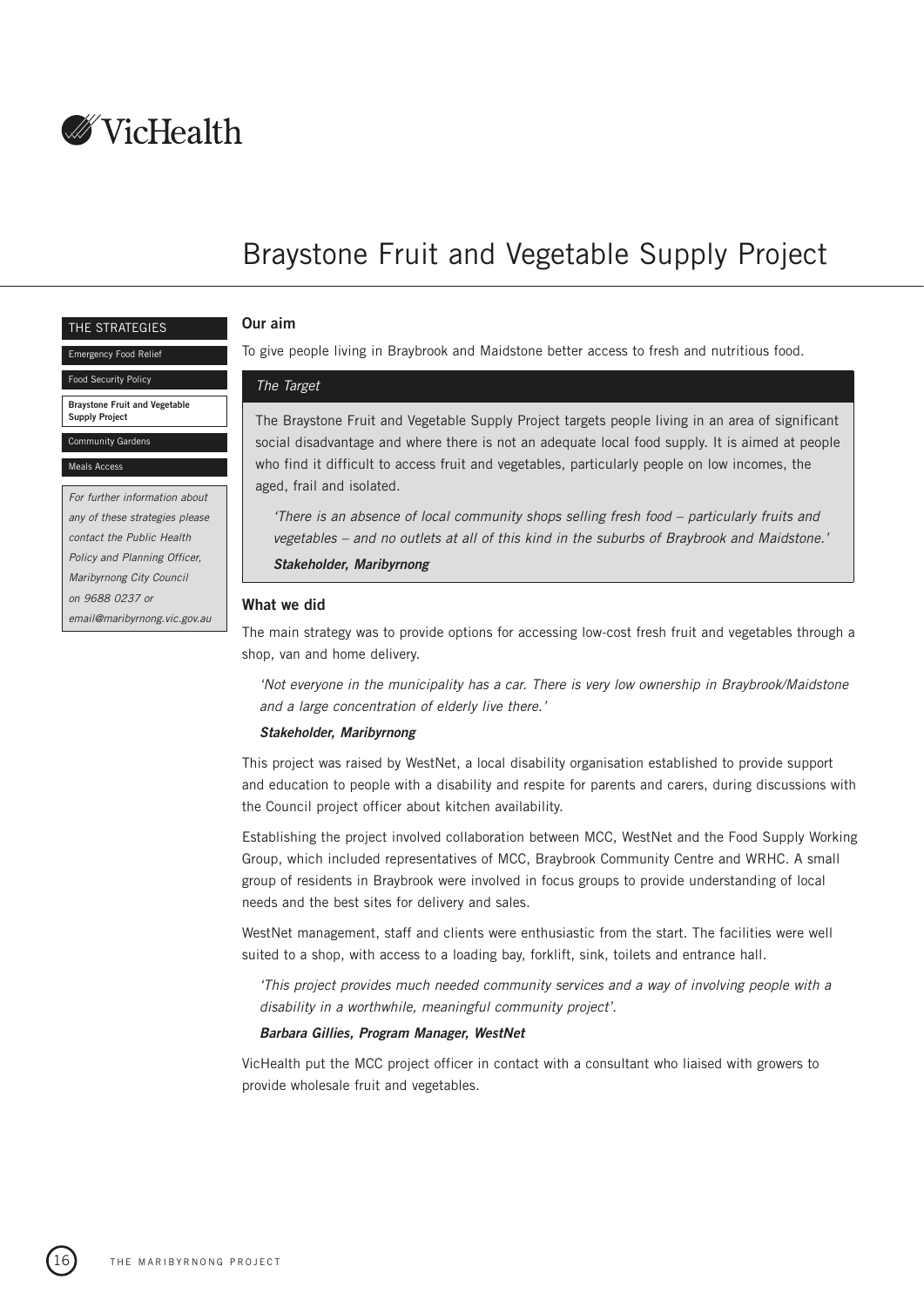# Braystone Fruit and Vegetable Supply Project

THE STRATEGIES

- Emergency Food Relief
- Food Security Policy
- **Braystone Fruit and Vegetable Supply Project**
- Community Gardens
- Meals Access

*For further information about any of these strategies please contact the Public Health Policy and Planning Officer, Maribyrnong City Council on 9688 0237 or email@maribyrnong.vic.gov.au*

## Our aim

To give people living in Braybrook and Maidstone better access to fresh and nutritious food.

### *The Target*

The Braystone Fruit and Vegetable Supply Project targets people living in an area of significant social disadvantage and where there is not an adequate local food supply. It is aimed at people who find it difficult to access fruit and vegetables, particularly people on low incomes, the aged, frail and isolated.

> *'There is an absence of local community shops selling fresh food – particularly fruits and vegetables – and no outlets at all of this kind in the suburbs of Braybrook and Maidstone.'*
>
> ***Stakeholder, Maribyrnong***

## What we did

The main strategy was to provide options for accessing low-cost fresh fruit and vegetables through a shop, van and home delivery.

> *'Not everyone in the municipality has a car. There is very low ownership in Braybrook/Maidstone and a large concentration of elderly live there.'*
>
> ***Stakeholder, Maribyrnong***

This project was raised by WestNet, a local disability organisation established to provide support and education to people with a disability and respite for parents and carers, during discussions with the Council project officer about kitchen availability.

Establishing the project involved collaboration between MCC, WestNet and the Food Supply Working Group, which included representatives of MCC, Braybrook Community Centre and WRHC. A small group of residents in Braybrook were involved in focus groups to provide understanding of local needs and the best sites for delivery and sales.

WestNet management, staff and clients were enthusiastic from the start. The facilities were well suited to a shop, with access to a loading bay, forklift, sink, toilets and entrance hall.

> *'This project provides much needed community services and a way of involving people with a disability in a worthwhile, meaningful community project'.*
>
> ***Barbara Gillies, Program Manager, WestNet***

VicHealth put the MCC project officer in contact with a consultant who liaised with growers to provide wholesale fruit and vegetables.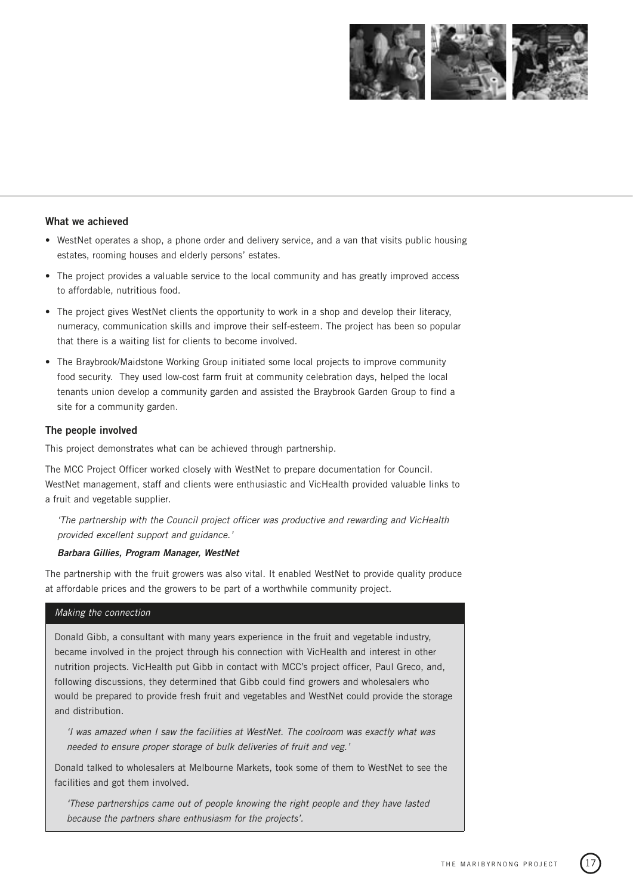## What we achieved

- WestNet operates a shop, a phone order and delivery service, and a van that visits public housing estates, rooming houses and elderly persons' estates.
- The project provides a valuable service to the local community and has greatly improved access to affordable, nutritious food.
- The project gives WestNet clients the opportunity to work in a shop and develop their literacy, numeracy, communication skills and improve their self-esteem. The project has been so popular that there is a waiting list for clients to become involved.
- The Braybrook/Maidstone Working Group initiated some local projects to improve community food security. They used low-cost farm fruit at community celebration days, helped the local tenants union develop a community garden and assisted the Braybrook Garden Group to find a site for a community garden.

## The people involved

This project demonstrates what can be achieved through partnership.

The MCC Project Officer worked closely with WestNet to prepare documentation for Council. WestNet management, staff and clients were enthusiastic and VicHealth provided valuable links to a fruit and vegetable supplier.

> *'The partnership with the Council project officer was productive and rewarding and VicHealth provided excellent support and guidance.'*
>
> ***Barbara Gillies, Program Manager, WestNet***

The partnership with the fruit growers was also vital. It enabled WestNet to provide quality produce at affordable prices and the growers to be part of a worthwhile community project.

### *Making the connection*

Donald Gibb, a consultant with many years experience in the fruit and vegetable industry, became involved in the project through his connection with VicHealth and interest in other nutrition projects. VicHealth put Gibb in contact with MCC's project officer, Paul Greco, and, following discussions, they determined that Gibb could find growers and wholesalers who would be prepared to provide fresh fruit and vegetables and WestNet could provide the storage and distribution.

> *'I was amazed when I saw the facilities at WestNet. The coolroom was exactly what was needed to ensure proper storage of bulk deliveries of fruit and veg.'*

Donald talked to wholesalers at Melbourne Markets, took some of them to WestNet to see the facilities and got them involved.

> *'These partnerships came out of people knowing the right people and they have lasted because the partners share enthusiasm for the projects'.*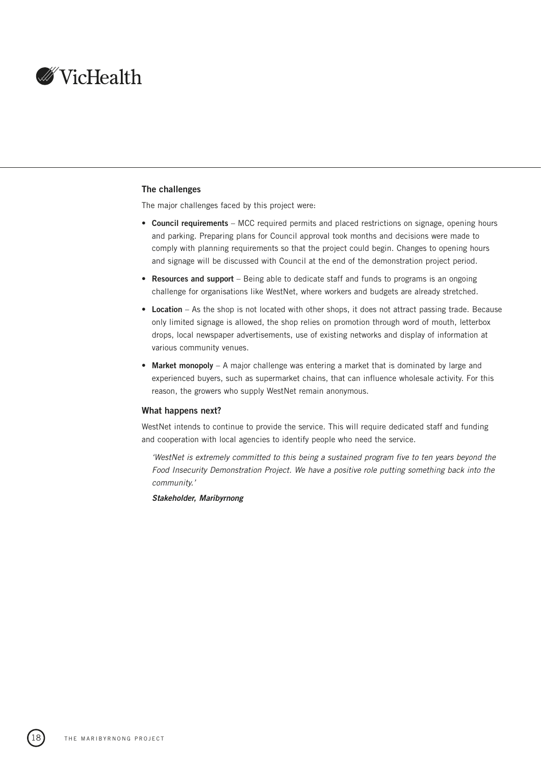### The challenges

The major challenges faced by this project were:

- **Council requirements** – MCC required permits and placed restrictions on signage, opening hours and parking. Preparing plans for Council approval took months and decisions were made to comply with planning requirements so that the project could begin. Changes to opening hours and signage will be discussed with Council at the end of the demonstration project period.
- **Resources and support** – Being able to dedicate staff and funds to programs is an ongoing challenge for organisations like WestNet, where workers and budgets are already stretched.
- **Location** – As the shop is not located with other shops, it does not attract passing trade. Because only limited signage is allowed, the shop relies on promotion through word of mouth, letterbox drops, local newspaper advertisements, use of existing networks and display of information at various community venues.
- **Market monopoly** – A major challenge was entering a market that is dominated by large and experienced buyers, such as supermarket chains, that can influence wholesale activity. For this reason, the growers who supply WestNet remain anonymous.

### What happens next?

WestNet intends to continue to provide the service. This will require dedicated staff and funding and cooperation with local agencies to identify people who need the service.

> *'WestNet is extremely committed to this being a sustained program five to ten years beyond the Food Insecurity Demonstration Project. We have a positive role putting something back into the community.'*
>
> ***Stakeholder, Maribyrnong***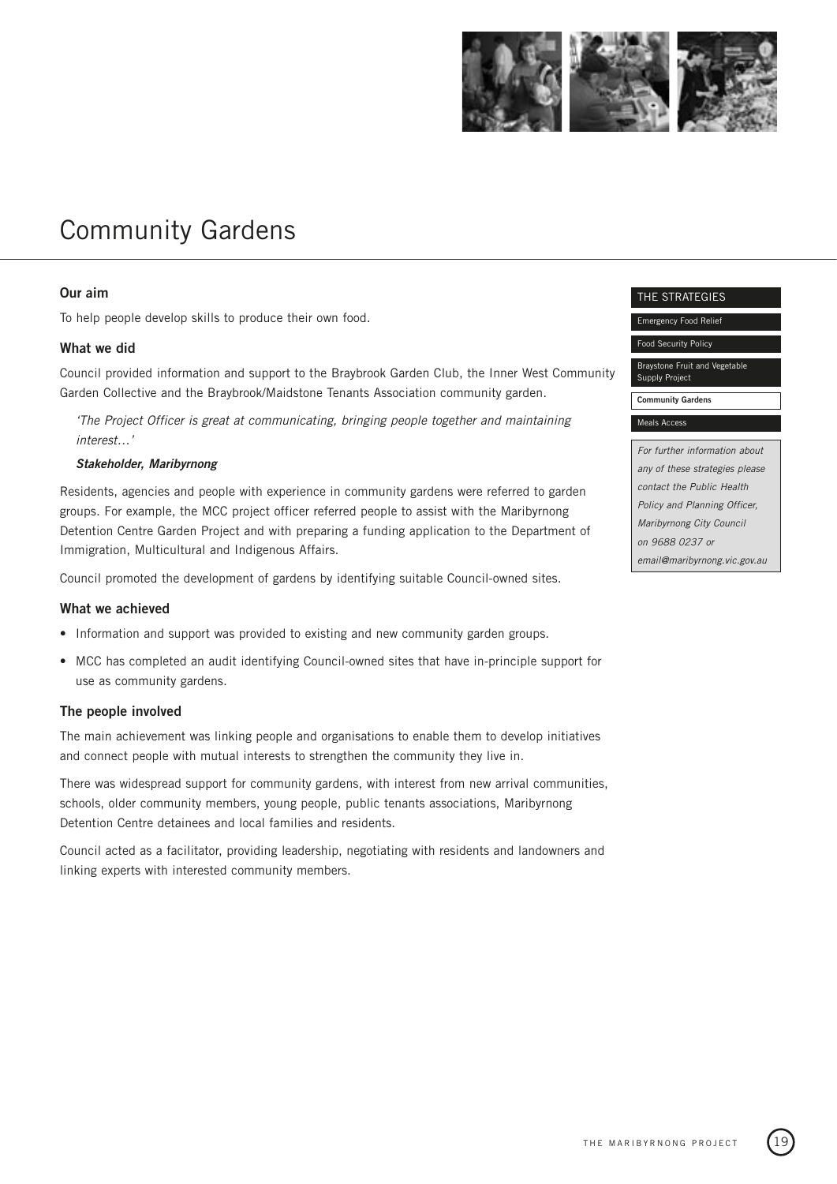# Community Gardens

### Our aim

To help people develop skills to produce their own food.

### What we did

Council provided information and support to the Braybrook Garden Club, the Inner West Community Garden Collective and the Braybrook/Maidstone Tenants Association community garden.

> *'The Project Officer is great at communicating, bringing people together and maintaining interest…'*
>
> ***Stakeholder, Maribyrnong***

Residents, agencies and people with experience in community gardens were referred to garden groups. For example, the MCC project officer referred people to assist with the Maribyrnong Detention Centre Garden Project and with preparing a funding application to the Department of Immigration, Multicultural and Indigenous Affairs.

Council promoted the development of gardens by identifying suitable Council-owned sites.

### What we achieved

- Information and support was provided to existing and new community garden groups.
- MCC has completed an audit identifying Council-owned sites that have in-principle support for use as community gardens.

### The people involved

The main achievement was linking people and organisations to enable them to develop initiatives and connect people with mutual interests to strengthen the community they live in.

There was widespread support for community gardens, with interest from new arrival communities, schools, older community members, young people, public tenants associations, Maribyrnong Detention Centre detainees and local families and residents.

Council acted as a facilitator, providing leadership, negotiating with residents and landowners and linking experts with interested community members.

THE STRATEGIES

- Emergency Food Relief
- Food Security Policy
- Braystone Fruit and Vegetable Supply Project
- **Community Gardens**
- Meals Access

*For further information about any of these strategies please contact the Public Health Policy and Planning Officer, Maribyrnong City Council on 9688 0237 or email@maribyrnong.vic.gov.au*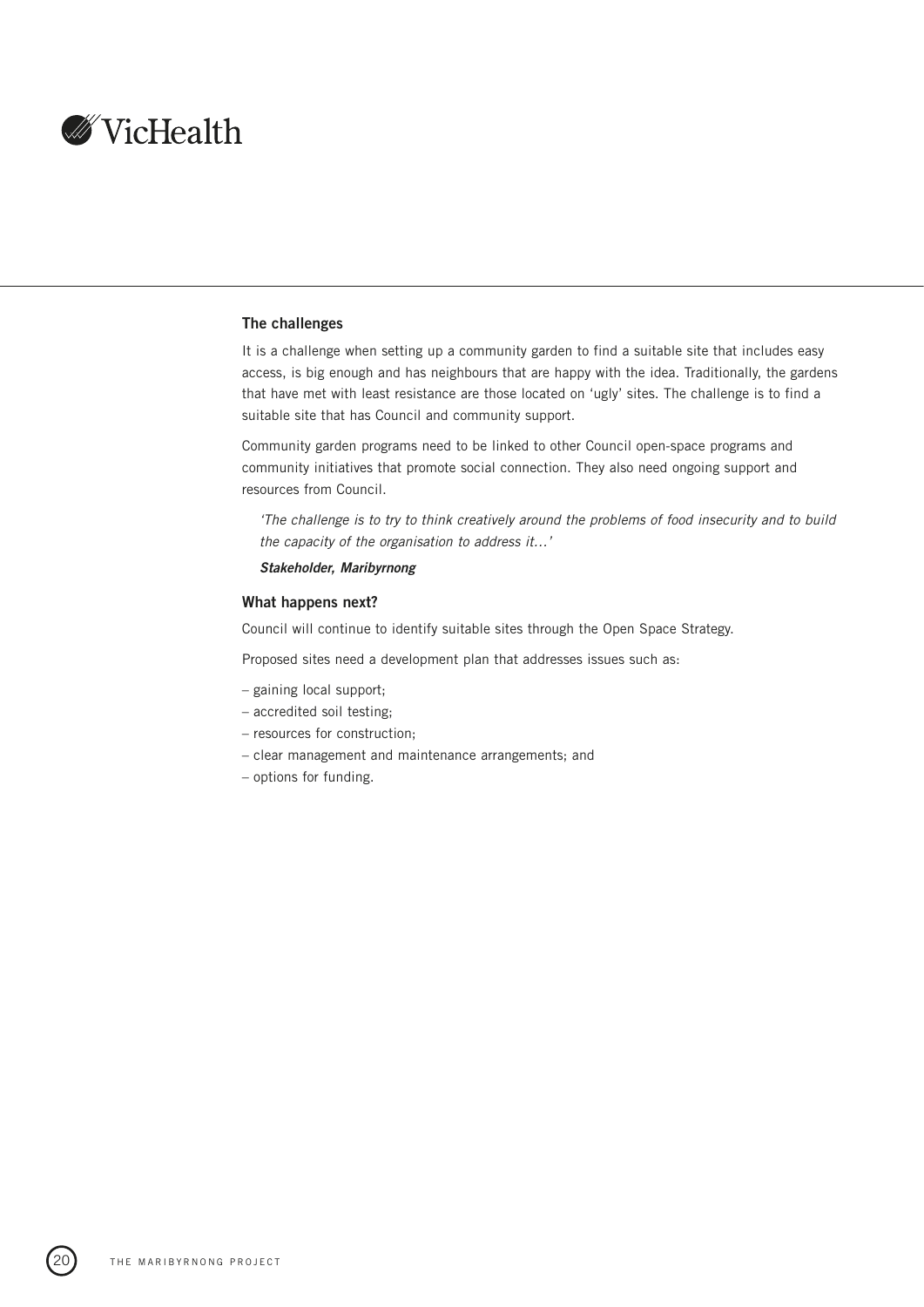### The challenges

It is a challenge when setting up a community garden to find a suitable site that includes easy access, is big enough and has neighbours that are happy with the idea. Traditionally, the gardens that have met with least resistance are those located on 'ugly' sites. The challenge is to find a suitable site that has Council and community support.

Community garden programs need to be linked to other Council open-space programs and community initiatives that promote social connection. They also need ongoing support and resources from Council.

> *'The challenge is to try to think creatively around the problems of food insecurity and to build the capacity of the organisation to address it…'*
>
> ***Stakeholder, Maribyrnong***

### What happens next?

Council will continue to identify suitable sites through the Open Space Strategy.

Proposed sites need a development plan that addresses issues such as:

- gaining local support;
- accredited soil testing;
- resources for construction;
- clear management and maintenance arrangements; and
- options for funding.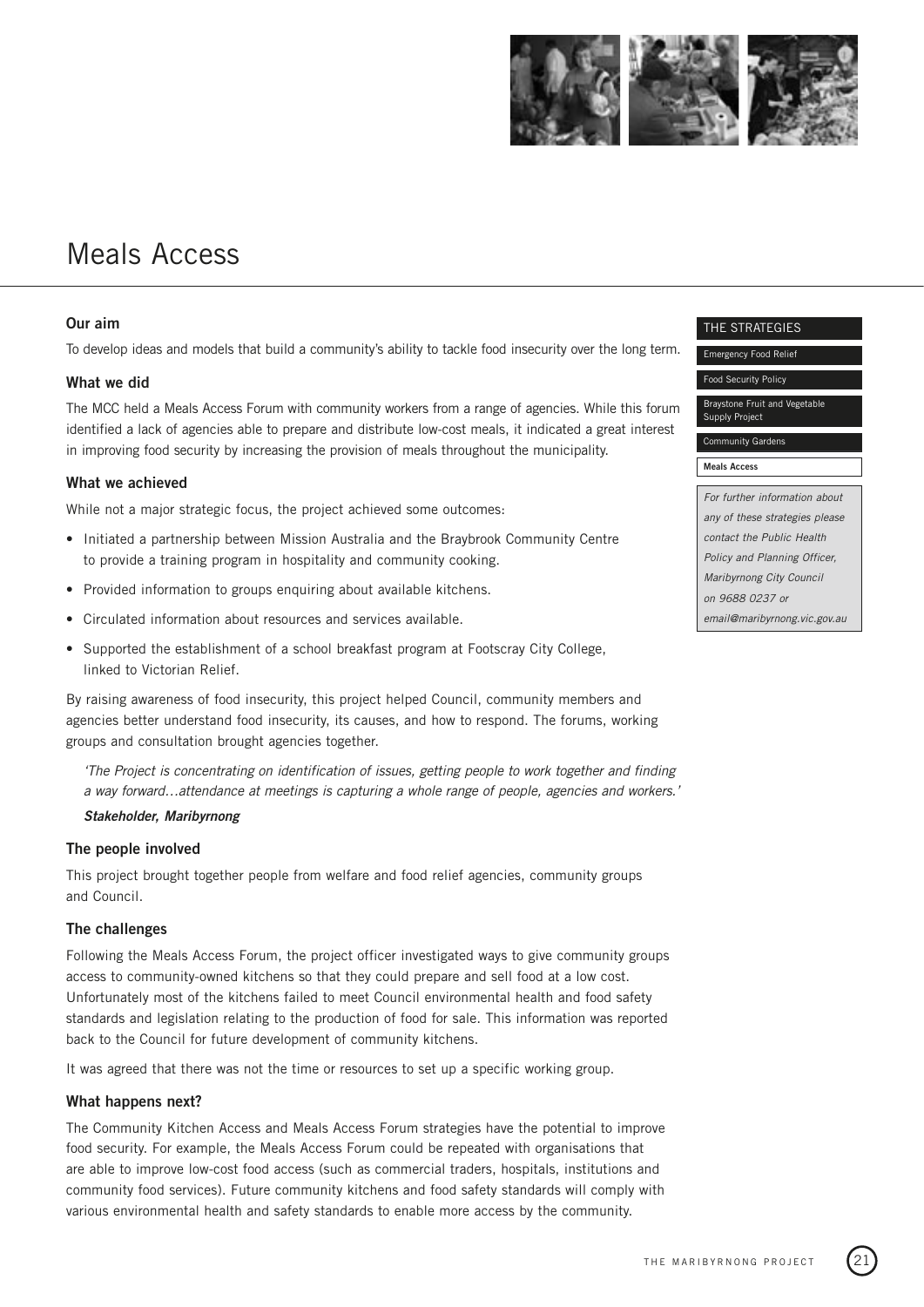# Meals Access

### Our aim

To develop ideas and models that build a community's ability to tackle food insecurity over the long term.

### What we did

The MCC held a Meals Access Forum with community workers from a range of agencies. While this forum identified a lack of agencies able to prepare and distribute low-cost meals, it indicated a great interest in improving food security by increasing the provision of meals throughout the municipality.

### What we achieved

While not a major strategic focus, the project achieved some outcomes:

- Initiated a partnership between Mission Australia and the Braybrook Community Centre to provide a training program in hospitality and community cooking.
- Provided information to groups enquiring about available kitchens.
- Circulated information about resources and services available.
- Supported the establishment of a school breakfast program at Footscray City College, linked to Victorian Relief.

By raising awareness of food insecurity, this project helped Council, community members and agencies better understand food insecurity, its causes, and how to respond. The forums, working groups and consultation brought agencies together.

> *'The Project is concentrating on identification of issues, getting people to work together and finding a way forward…attendance at meetings is capturing a whole range of people, agencies and workers.'*
>
> ***Stakeholder, Maribyrnong***

### The people involved

This project brought together people from welfare and food relief agencies, community groups and Council.

### The challenges

Following the Meals Access Forum, the project officer investigated ways to give community groups access to community-owned kitchens so that they could prepare and sell food at a low cost. Unfortunately most of the kitchens failed to meet Council environmental health and food safety standards and legislation relating to the production of food for sale. This information was reported back to the Council for future development of community kitchens.

It was agreed that there was not the time or resources to set up a specific working group.

### What happens next?

The Community Kitchen Access and Meals Access Forum strategies have the potential to improve food security. For example, the Meals Access Forum could be repeated with organisations that are able to improve low-cost food access (such as commercial traders, hospitals, institutions and community food services). Future community kitchens and food safety standards will comply with various environmental health and safety standards to enable more access by the community.

THE STRATEGIES

- Emergency Food Relief
- Food Security Policy
- Braystone Fruit and Vegetable Supply Project
- Community Gardens
- **Meals Access**

*For further information about any of these strategies please contact the Public Health Policy and Planning Officer, Maribyrnong City Council on 9688 0237 or email@maribyrnong.vic.gov.au*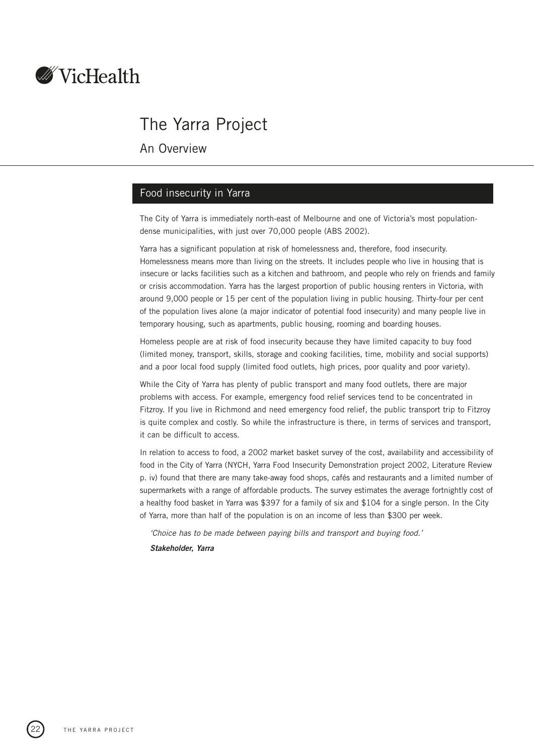# The Yarra Project

## An Overview

### Food insecurity in Yarra

The City of Yarra is immediately north-east of Melbourne and one of Victoria's most population-dense municipalities, with just over 70,000 people (ABS 2002).

Yarra has a significant population at risk of homelessness and, therefore, food insecurity. Homelessness means more than living on the streets. It includes people who live in housing that is insecure or lacks facilities such as a kitchen and bathroom, and people who rely on friends and family or crisis accommodation. Yarra has the largest proportion of public housing renters in Victoria, with around 9,000 people or 15 per cent of the population living in public housing. Thirty-four per cent of the population lives alone (a major indicator of potential food insecurity) and many people live in temporary housing, such as apartments, public housing, rooming and boarding houses.

Homeless people are at risk of food insecurity because they have limited capacity to buy food (limited money, transport, skills, storage and cooking facilities, time, mobility and social supports) and a poor local food supply (limited food outlets, high prices, poor quality and poor variety).

While the City of Yarra has plenty of public transport and many food outlets, there are major problems with access. For example, emergency food relief services tend to be concentrated in Fitzroy. If you live in Richmond and need emergency food relief, the public transport trip to Fitzroy is quite complex and costly. So while the infrastructure is there, in terms of services and transport, it can be difficult to access.

In relation to access to food, a 2002 market basket survey of the cost, availability and accessibility of food in the City of Yarra (NYCH, Yarra Food Insecurity Demonstration project 2002, Literature Review p. iv) found that there are many take-away food shops, cafés and restaurants and a limited number of supermarkets with a range of affordable products. The survey estimates the average fortnightly cost of a healthy food basket in Yarra was $397 for a family of six and $104 for a single person. In the City of Yarra, more than half of the population is on an income of less than $300 per week.

*'Choice has to be made between paying bills and transport and buying food.'*

***Stakeholder, Yarra***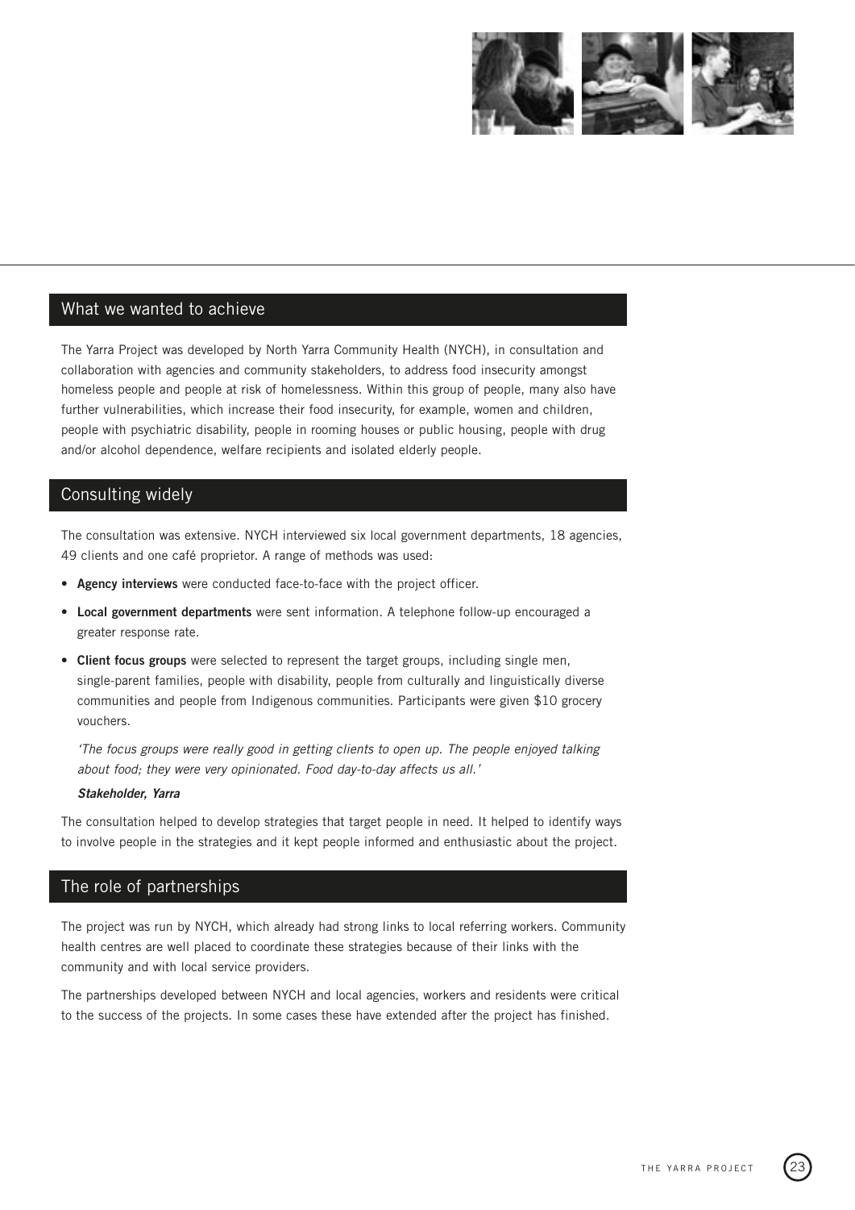## What we wanted to achieve

The Yarra Project was developed by North Yarra Community Health (NYCH), in consultation and collaboration with agencies and community stakeholders, to address food insecurity amongst homeless people and people at risk of homelessness. Within this group of people, many also have further vulnerabilities, which increase their food insecurity, for example, women and children, people with psychiatric disability, people in rooming houses or public housing, people with drug and/or alcohol dependence, welfare recipients and isolated elderly people.

## Consulting widely

The consultation was extensive. NYCH interviewed six local government departments, 18 agencies, 49 clients and one café proprietor. A range of methods was used:

- **Agency interviews** were conducted face-to-face with the project officer.
- **Local government departments** were sent information. A telephone follow-up encouraged a greater response rate.
- **Client focus groups** were selected to represent the target groups, including single men, single-parent families, people with disability, people from culturally and linguistically diverse communities and people from Indigenous communities. Participants were given $10 grocery vouchers.

  *'The focus groups were really good in getting clients to open up. The people enjoyed talking about food; they were very opinionated. Food day-to-day affects us all.'*

  ***Stakeholder, Yarra***

The consultation helped to develop strategies that target people in need. It helped to identify ways to involve people in the strategies and it kept people informed and enthusiastic about the project.

## The role of partnerships

The project was run by NYCH, which already had strong links to local referring workers. Community health centres are well placed to coordinate these strategies because of their links with the community and with local service providers.

The partnerships developed between NYCH and local agencies, workers and residents were critical to the success of the projects. In some cases these have extended after the project has finished.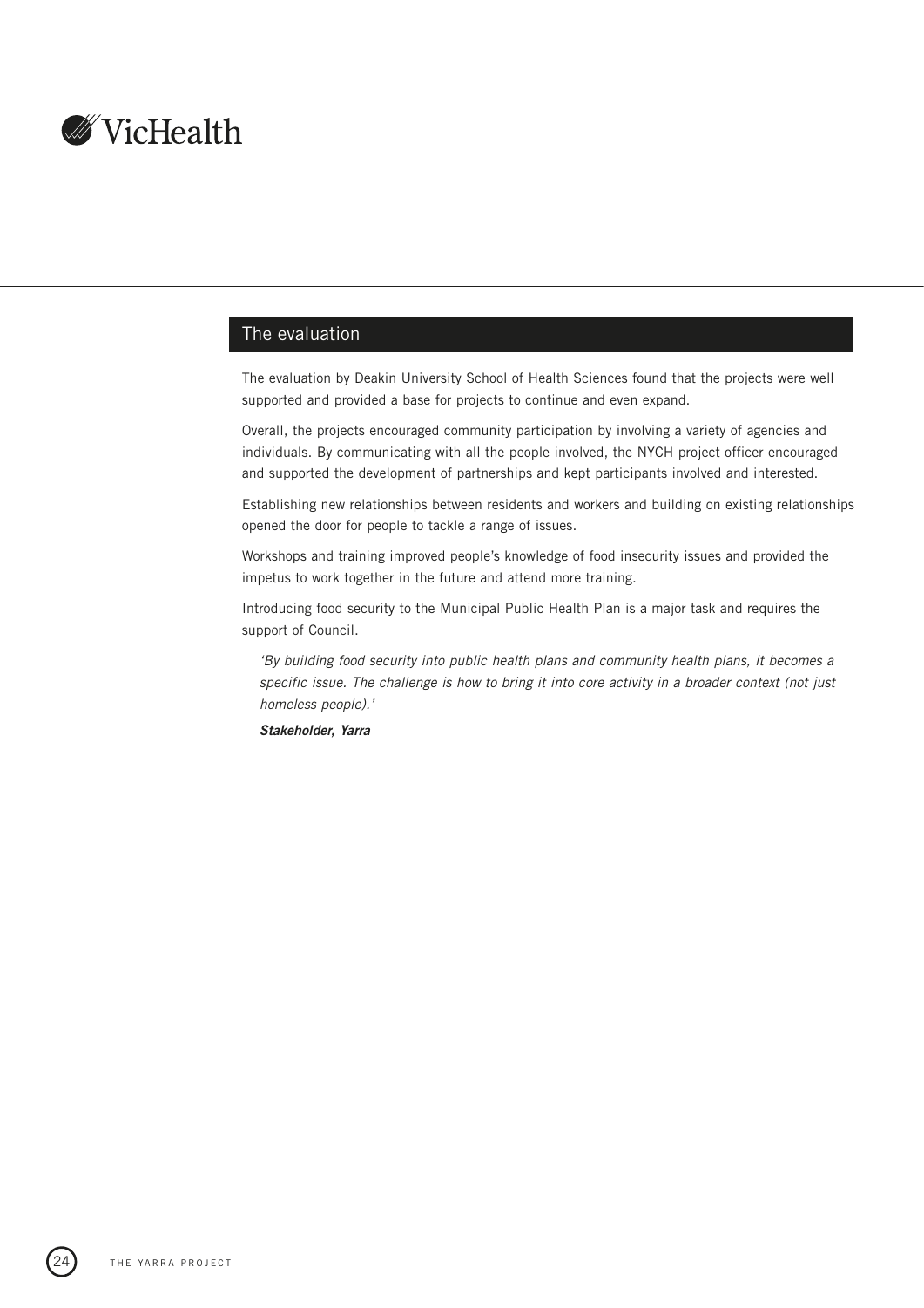## The evaluation

The evaluation by Deakin University School of Health Sciences found that the projects were well supported and provided a base for projects to continue and even expand.

Overall, the projects encouraged community participation by involving a variety of agencies and individuals. By communicating with all the people involved, the NYCH project officer encouraged and supported the development of partnerships and kept participants involved and interested.

Establishing new relationships between residents and workers and building on existing relationships opened the door for people to tackle a range of issues.

Workshops and training improved people's knowledge of food insecurity issues and provided the impetus to work together in the future and attend more training.

Introducing food security to the Municipal Public Health Plan is a major task and requires the support of Council.

> *'By building food security into public health plans and community health plans, it becomes a specific issue. The challenge is how to bring it into core activity in a broader context (not just homeless people).'*
>
> ***Stakeholder, Yarra***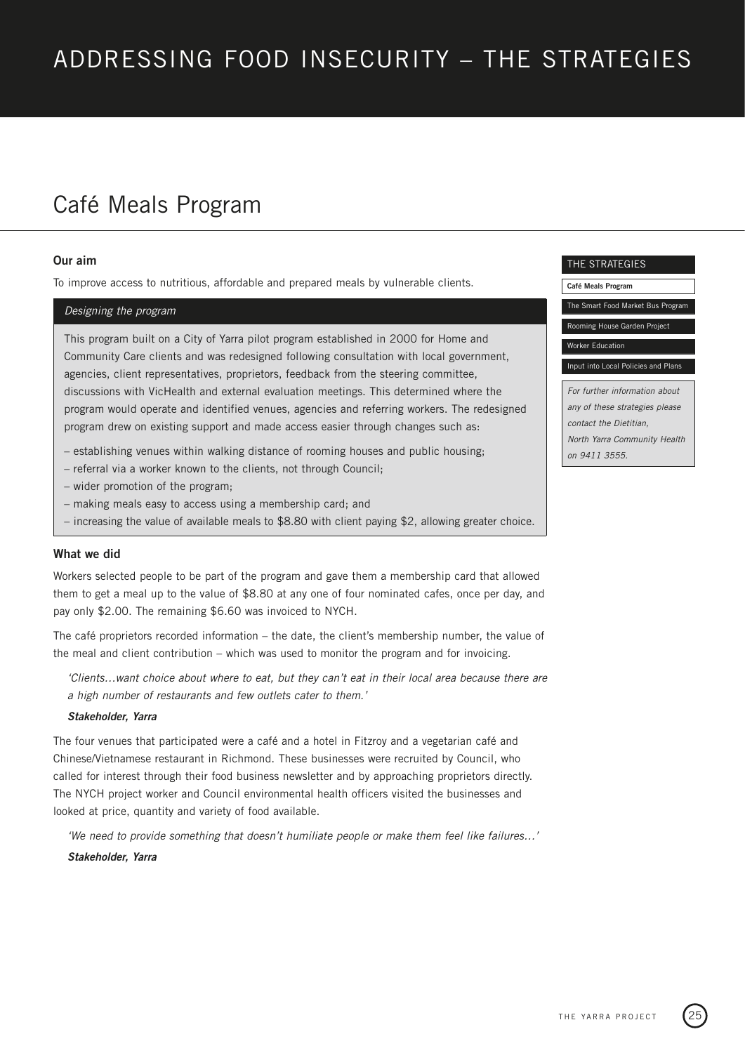# ADDRESSING FOOD INSECURITY – THE STRATEGIES

## Café Meals Program

### Our aim

To improve access to nutritious, affordable and prepared meals by vulnerable clients.

#### *Designing the program*

This program built on a City of Yarra pilot program established in 2000 for Home and Community Care clients and was redesigned following consultation with local government, agencies, client representatives, proprietors, feedback from the steering committee, discussions with VicHealth and external evaluation meetings. This determined where the program would operate and identified venues, agencies and referring workers. The redesigned program drew on existing support and made access easier through changes such as:

– establishing venues within walking distance of rooming houses and public housing;
– referral via a worker known to the clients, not through Council;
– wider promotion of the program;
– making meals easy to access using a membership card; and
– increasing the value of available meals to $8.80 with client paying $2, allowing greater choice.

### What we did

Workers selected people to be part of the program and gave them a membership card that allowed them to get a meal up to the value of $8.80 at any one of four nominated cafes, once per day, and pay only $2.00. The remaining $6.60 was invoiced to NYCH.

The café proprietors recorded information – the date, the client's membership number, the value of the meal and client contribution – which was used to monitor the program and for invoicing.

> *'Clients…want choice about where to eat, but they can't eat in their local area because there are a high number of restaurants and few outlets cater to them.'*
>
> ***Stakeholder, Yarra***

The four venues that participated were a café and a hotel in Fitzroy and a vegetarian café and Chinese/Vietnamese restaurant in Richmond. These businesses were recruited by Council, who called for interest through their food business newsletter and by approaching proprietors directly. The NYCH project worker and Council environmental health officers visited the businesses and looked at price, quantity and variety of food available.

> *'We need to provide something that doesn't humiliate people or make them feel like failures…'*
>
> ***Stakeholder, Yarra***

---

**THE STRATEGIES**

- **Café Meals Program**
- The Smart Food Market Bus Program
- Rooming House Garden Project
- Worker Education
- Input into Local Policies and Plans

*For further information about any of these strategies please contact the Dietitian, North Yarra Community Health on 9411 3555.*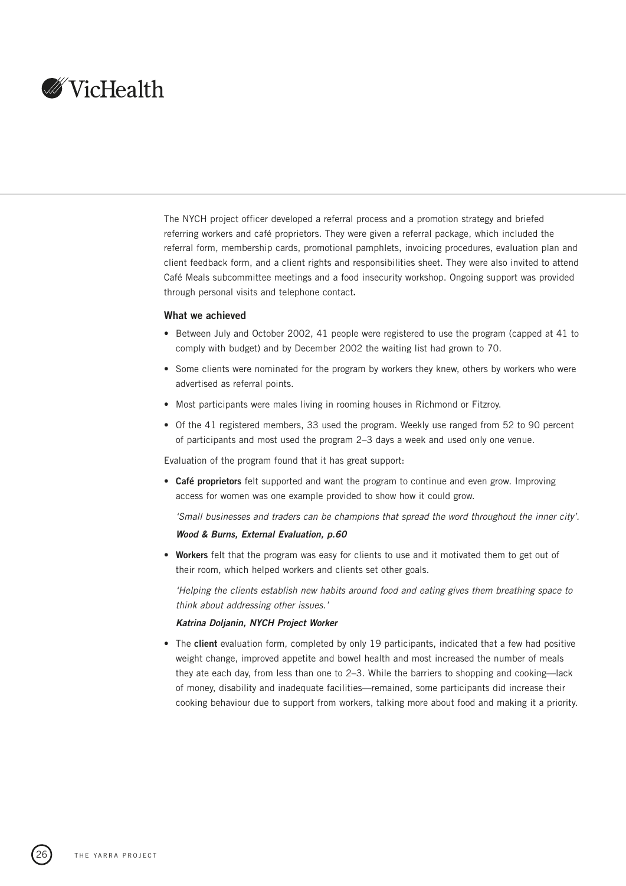The NYCH project officer developed a referral process and a promotion strategy and briefed referring workers and café proprietors. They were given a referral package, which included the referral form, membership cards, promotional pamphlets, invoicing procedures, evaluation plan and client feedback form, and a client rights and responsibilities sheet. They were also invited to attend Café Meals subcommittee meetings and a food insecurity workshop. Ongoing support was provided through personal visits and telephone contact**.**

### What we achieved

- Between July and October 2002, 41 people were registered to use the program (capped at 41 to comply with budget) and by December 2002 the waiting list had grown to 70.
- Some clients were nominated for the program by workers they knew, others by workers who were advertised as referral points.
- Most participants were males living in rooming houses in Richmond or Fitzroy.
- Of the 41 registered members, 33 used the program. Weekly use ranged from 52 to 90 percent of participants and most used the program 2–3 days a week and used only one venue.

Evaluation of the program found that it has great support:

- **Café proprietors** felt supported and want the program to continue and even grow. Improving access for women was one example provided to show how it could grow.

  *'Small businesses and traders can be champions that spread the word throughout the inner city'.*

  ***Wood & Burns, External Evaluation, p.60***

- **Workers** felt that the program was easy for clients to use and it motivated them to get out of their room, which helped workers and clients set other goals.

  *'Helping the clients establish new habits around food and eating gives them breathing space to think about addressing other issues.'*

  ***Katrina Doljanin, NYCH Project Worker***

- The **client** evaluation form, completed by only 19 participants, indicated that a few had positive weight change, improved appetite and bowel health and most increased the number of meals they ate each day, from less than one to 2–3. While the barriers to shopping and cooking—lack of money, disability and inadequate facilities—remained, some participants did increase their cooking behaviour due to support from workers, talking more about food and making it a priority.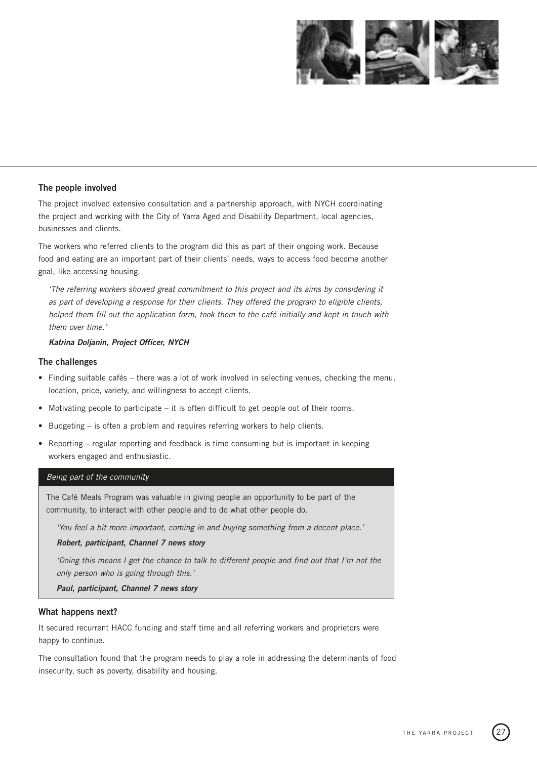### The people involved

The project involved extensive consultation and a partnership approach, with NYCH coordinating the project and working with the City of Yarra Aged and Disability Department, local agencies, businesses and clients.

The workers who referred clients to the program did this as part of their ongoing work. Because food and eating are an important part of their clients' needs, ways to access food become another goal, like accessing housing.

> *'The referring workers showed great commitment to this project and its aims by considering it as part of developing a response for their clients. They offered the program to eligible clients, helped them fill out the application form, took them to the café initially and kept in touch with them over time.'*
>
> ***Katrina Doljanin, Project Officer, NYCH***

### The challenges

- Finding suitable cafés – there was a lot of work involved in selecting venues, checking the menu, location, price, variety, and willingness to accept clients.
- Motivating people to participate – it is often difficult to get people out of their rooms.
- Budgeting – is often a problem and requires referring workers to help clients.
- Reporting – regular reporting and feedback is time consuming but is important in keeping workers engaged and enthusiastic.

*Being part of the community*

The Café Meals Program was valuable in giving people an opportunity to be part of the community, to interact with other people and to do what other people do.

> *'You feel a bit more important, coming in and buying something from a decent place.'*
>
> ***Robert, participant, Channel 7 news story***
>
> *'Doing this means I get the chance to talk to different people and find out that I'm not the only person who is going through this.'*
>
> ***Paul, participant, Channel 7 news story***

### What happens next?

It secured recurrent HACC funding and staff time and all referring workers and proprietors were happy to continue.

The consultation found that the program needs to play a role in addressing the determinants of food insecurity, such as poverty, disability and housing.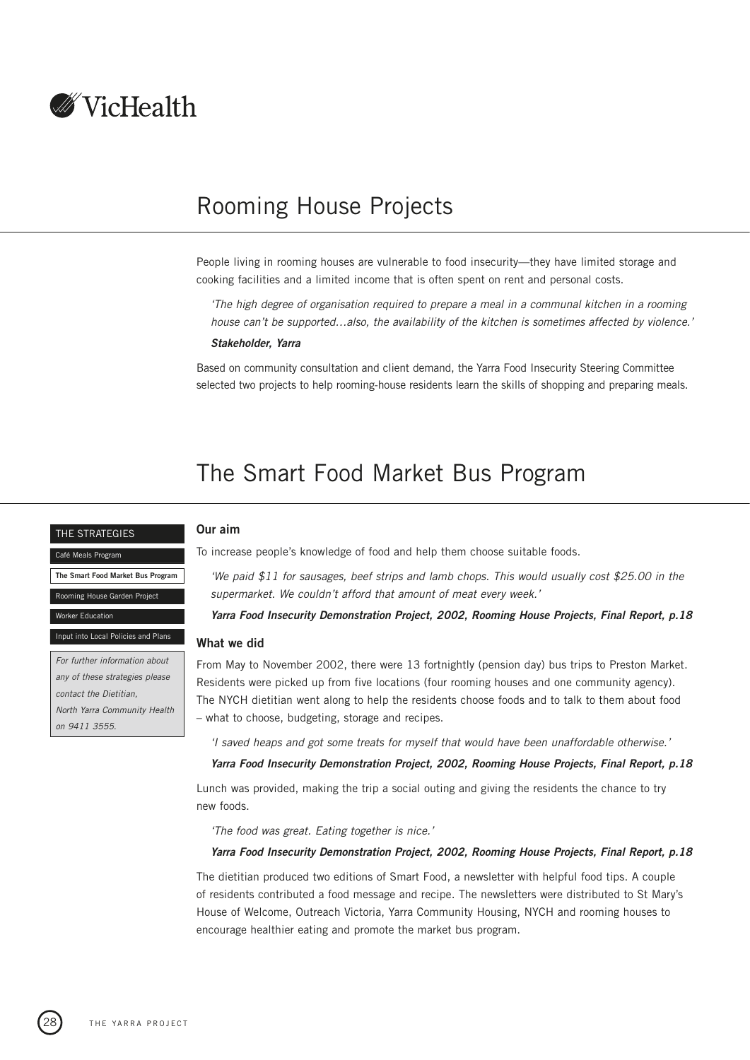# Rooming House Projects

People living in rooming houses are vulnerable to food insecurity—they have limited storage and cooking facilities and a limited income that is often spent on rent and personal costs.

> *'The high degree of organisation required to prepare a meal in a communal kitchen in a rooming house can't be supported…also, the availability of the kitchen is sometimes affected by violence.'*
>
> ***Stakeholder, Yarra***

Based on community consultation and client demand, the Yarra Food Insecurity Steering Committee selected two projects to help rooming-house residents learn the skills of shopping and preparing meals.

# The Smart Food Market Bus Program

THE STRATEGIES

- Café Meals Program
- **The Smart Food Market Bus Program**
- Rooming House Garden Project
- Worker Education
- Input into Local Policies and Plans

*For further information about any of these strategies please contact the Dietitian, North Yarra Community Health on 9411 3555.*

### Our aim

To increase people's knowledge of food and help them choose suitable foods.

> *'We paid $11 for sausages, beef strips and lamb chops. This would usually cost $25.00 in the supermarket. We couldn't afford that amount of meat every week.'*
>
> ***Yarra Food Insecurity Demonstration Project, 2002, Rooming House Projects, Final Report, p.18***

### What we did

From May to November 2002, there were 13 fortnightly (pension day) bus trips to Preston Market. Residents were picked up from five locations (four rooming houses and one community agency). The NYCH dietitian went along to help the residents choose foods and to talk to them about food – what to choose, budgeting, storage and recipes.

> *'I saved heaps and got some treats for myself that would have been unaffordable otherwise.'*
>
> ***Yarra Food Insecurity Demonstration Project, 2002, Rooming House Projects, Final Report, p.18***

Lunch was provided, making the trip a social outing and giving the residents the chance to try new foods.

> *'The food was great. Eating together is nice.'*
>
> ***Yarra Food Insecurity Demonstration Project, 2002, Rooming House Projects, Final Report, p.18***

The dietitian produced two editions of Smart Food, a newsletter with helpful food tips. A couple of residents contributed a food message and recipe. The newsletters were distributed to St Mary's House of Welcome, Outreach Victoria, Yarra Community Housing, NYCH and rooming houses to encourage healthier eating and promote the market bus program.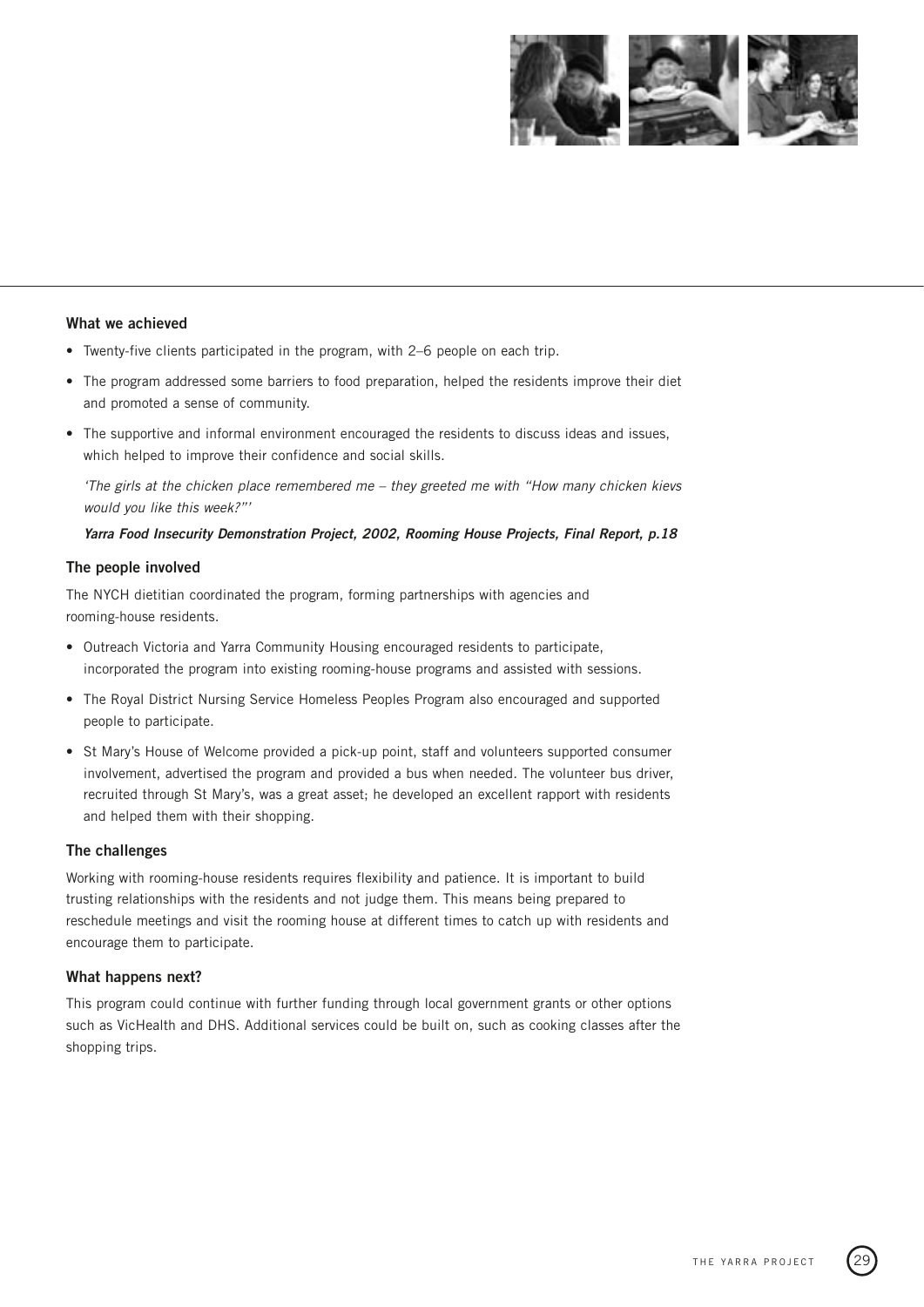### What we achieved

- Twenty-five clients participated in the program, with 2–6 people on each trip.
- The program addressed some barriers to food preparation, helped the residents improve their diet and promoted a sense of community.
- The supportive and informal environment encouraged the residents to discuss ideas and issues, which helped to improve their confidence and social skills.

*'The girls at the chicken place remembered me – they greeted me with "How many chicken kievs would you like this week?"'*

***Yarra Food Insecurity Demonstration Project, 2002, Rooming House Projects, Final Report, p.18***

### The people involved

The NYCH dietitian coordinated the program, forming partnerships with agencies and rooming-house residents.

- Outreach Victoria and Yarra Community Housing encouraged residents to participate, incorporated the program into existing rooming-house programs and assisted with sessions.
- The Royal District Nursing Service Homeless Peoples Program also encouraged and supported people to participate.
- St Mary's House of Welcome provided a pick-up point, staff and volunteers supported consumer involvement, advertised the program and provided a bus when needed. The volunteer bus driver, recruited through St Mary's, was a great asset; he developed an excellent rapport with residents and helped them with their shopping.

### The challenges

Working with rooming-house residents requires flexibility and patience. It is important to build trusting relationships with the residents and not judge them. This means being prepared to reschedule meetings and visit the rooming house at different times to catch up with residents and encourage them to participate.

### What happens next?

This program could continue with further funding through local government grants or other options such as VicHealth and DHS. Additional services could be built on, such as cooking classes after the shopping trips.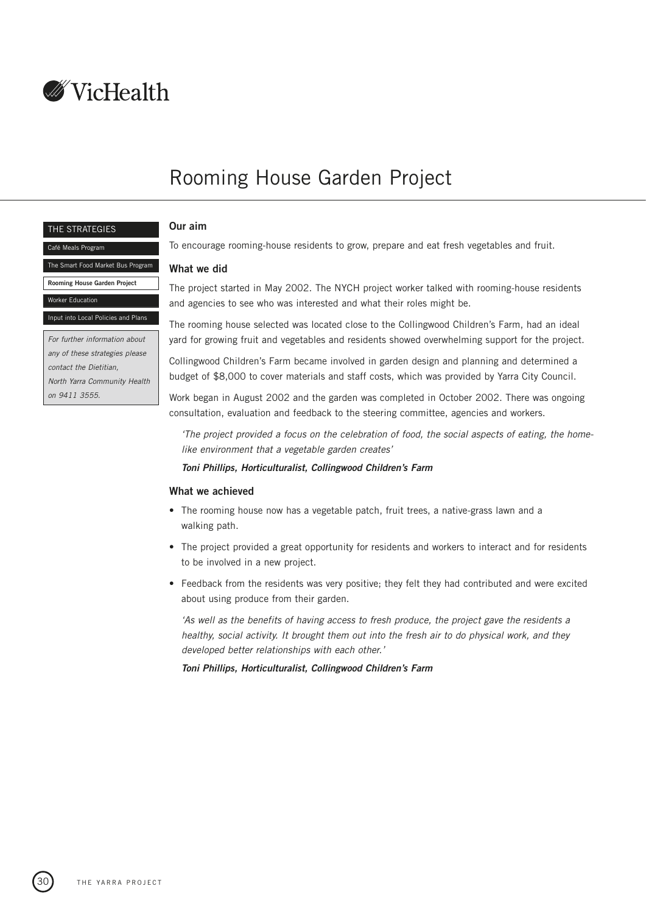VicHealth

# Rooming House Garden Project

THE STRATEGIES

- Café Meals Program
- The Smart Food Market Bus Program
- **Rooming House Garden Project**
- Worker Education
- Input into Local Policies and Plans

*For further information about any of these strategies please contact the Dietitian, North Yarra Community Health on 9411 3555.*

### Our aim

To encourage rooming-house residents to grow, prepare and eat fresh vegetables and fruit.

### What we did

The project started in May 2002. The NYCH project worker talked with rooming-house residents and agencies to see who was interested and what their roles might be.

The rooming house selected was located close to the Collingwood Children's Farm, had an ideal yard for growing fruit and vegetables and residents showed overwhelming support for the project.

Collingwood Children's Farm became involved in garden design and planning and determined a budget of $8,000 to cover materials and staff costs, which was provided by Yarra City Council.

Work began in August 2002 and the garden was completed in October 2002. There was ongoing consultation, evaluation and feedback to the steering committee, agencies and workers.

> *'The project provided a focus on the celebration of food, the social aspects of eating, the home-like environment that a vegetable garden creates'*
>
> ***Toni Phillips, Horticulturalist, Collingwood Children's Farm***

### What we achieved

- The rooming house now has a vegetable patch, fruit trees, a native-grass lawn and a walking path.
- The project provided a great opportunity for residents and workers to interact and for residents to be involved in a new project.
- Feedback from the residents was very positive; they felt they had contributed and were excited about using produce from their garden.

> *'As well as the benefits of having access to fresh produce, the project gave the residents a healthy, social activity. It brought them out into the fresh air to do physical work, and they developed better relationships with each other.'*
>
> ***Toni Phillips, Horticulturalist, Collingwood Children's Farm***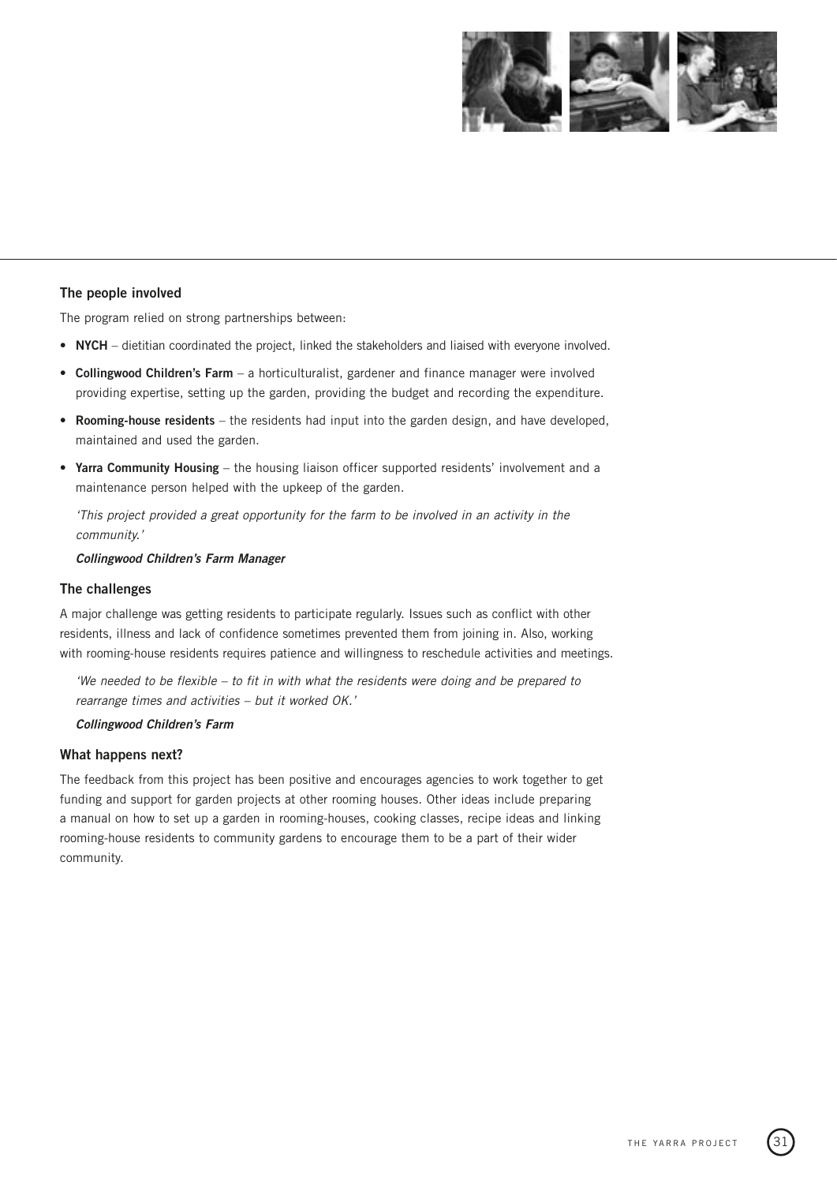### The people involved

The program relied on strong partnerships between:

- **NYCH** – dietitian coordinated the project, linked the stakeholders and liaised with everyone involved.
- **Collingwood Children's Farm** – a horticulturalist, gardener and finance manager were involved providing expertise, setting up the garden, providing the budget and recording the expenditure.
- **Rooming-house residents** – the residents had input into the garden design, and have developed, maintained and used the garden.
- **Yarra Community Housing** – the housing liaison officer supported residents' involvement and a maintenance person helped with the upkeep of the garden.

*'This project provided a great opportunity for the farm to be involved in an activity in the community.'*

***Collingwood Children's Farm Manager***

### The challenges

A major challenge was getting residents to participate regularly. Issues such as conflict with other residents, illness and lack of confidence sometimes prevented them from joining in. Also, working with rooming-house residents requires patience and willingness to reschedule activities and meetings.

*'We needed to be flexible – to fit in with what the residents were doing and be prepared to rearrange times and activities – but it worked OK.'*

***Collingwood Children's Farm***

### What happens next?

The feedback from this project has been positive and encourages agencies to work together to get funding and support for garden projects at other rooming houses. Other ideas include preparing a manual on how to set up a garden in rooming-houses, cooking classes, recipe ideas and linking rooming-house residents to community gardens to encourage them to be a part of their wider community.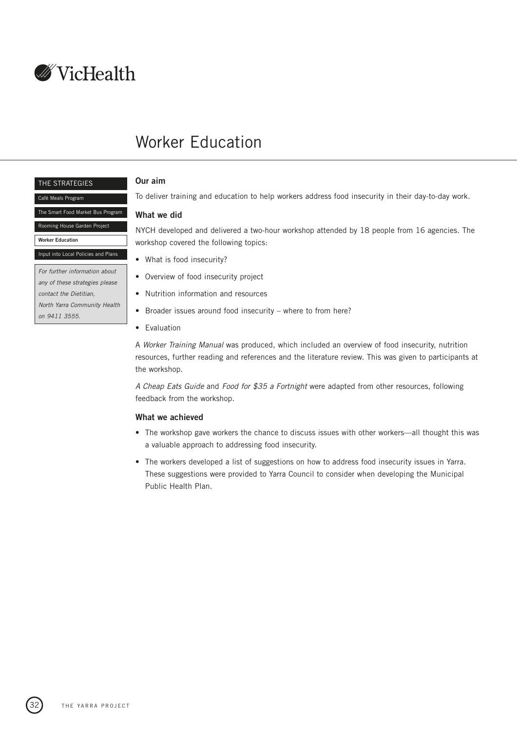# Worker Education

THE STRATEGIES

- Café Meals Program
- The Smart Food Market Bus Program
- Rooming House Garden Project
- **Worker Education**
- Input into Local Policies and Plans

*For further information about any of these strategies please contact the Dietitian, North Yarra Community Health on 9411 3555.*

### Our aim

To deliver training and education to help workers address food insecurity in their day-to-day work.

### What we did

NYCH developed and delivered a two-hour workshop attended by 18 people from 16 agencies. The workshop covered the following topics:

- What is food insecurity?
- Overview of food insecurity project
- Nutrition information and resources
- Broader issues around food insecurity – where to from here?
- Evaluation

A *Worker Training Manual* was produced, which included an overview of food insecurity, nutrition resources, further reading and references and the literature review. This was given to participants at the workshop.

*A Cheap Eats Guide* and *Food for $35 a Fortnight* were adapted from other resources, following feedback from the workshop.

### What we achieved

- The workshop gave workers the chance to discuss issues with other workers—all thought this was a valuable approach to addressing food insecurity.
- The workers developed a list of suggestions on how to address food insecurity issues in Yarra. These suggestions were provided to Yarra Council to consider when developing the Municipal Public Health Plan.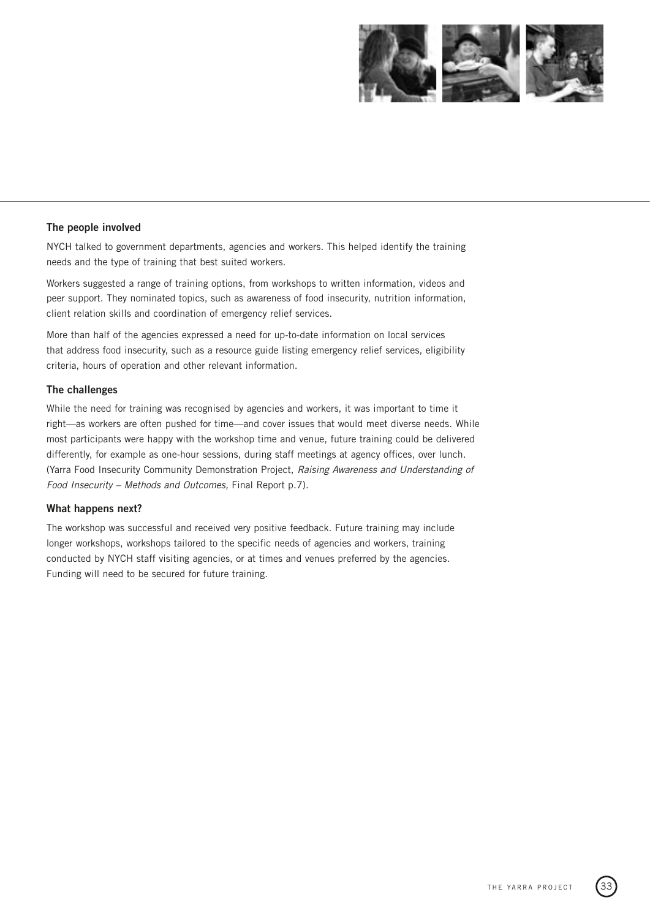### The people involved

NYCH talked to government departments, agencies and workers. This helped identify the training needs and the type of training that best suited workers.

Workers suggested a range of training options, from workshops to written information, videos and peer support. They nominated topics, such as awareness of food insecurity, nutrition information, client relation skills and coordination of emergency relief services.

More than half of the agencies expressed a need for up-to-date information on local services that address food insecurity, such as a resource guide listing emergency relief services, eligibility criteria, hours of operation and other relevant information.

### The challenges

While the need for training was recognised by agencies and workers, it was important to time it right—as workers are often pushed for time—and cover issues that would meet diverse needs. While most participants were happy with the workshop time and venue, future training could be delivered differently, for example as one-hour sessions, during staff meetings at agency offices, over lunch. (Yarra Food Insecurity Community Demonstration Project, *Raising Awareness and Understanding of Food Insecurity – Methods and Outcomes,* Final Report p.7).

### What happens next?

The workshop was successful and received very positive feedback. Future training may include longer workshops, workshops tailored to the specific needs of agencies and workers, training conducted by NYCH staff visiting agencies, or at times and venues preferred by the agencies. Funding will need to be secured for future training.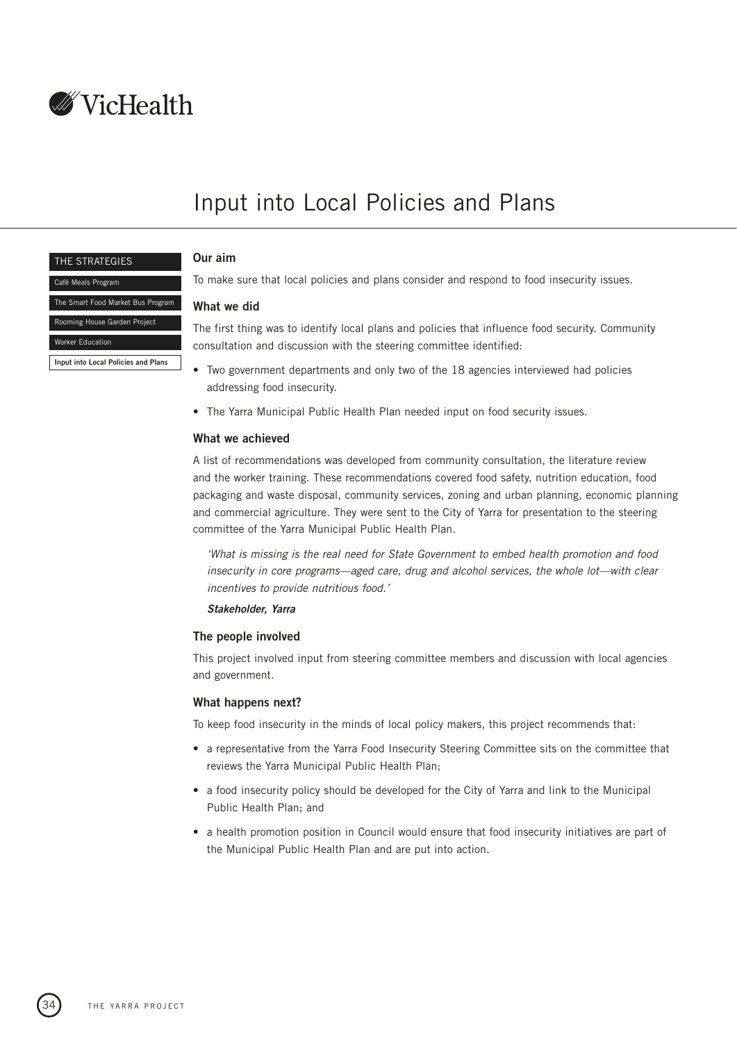# Input into Local Policies and Plans

THE STRATEGIES

Café Meals Program

The Smart Food Market Bus Program

Rooming House Garden Project

Worker Education

**Input into Local Policies and Plans**

### Our aim

To make sure that local policies and plans consider and respond to food insecurity issues.

### What we did

The first thing was to identify local plans and policies that influence food security. Community consultation and discussion with the steering committee identified:

- Two government departments and only two of the 18 agencies interviewed had policies addressing food insecurity.
- The Yarra Municipal Public Health Plan needed input on food security issues.

### What we achieved

A list of recommendations was developed from community consultation, the literature review and the worker training. These recommendations covered food safety, nutrition education, food packaging and waste disposal, community services, zoning and urban planning, economic planning and commercial agriculture. They were sent to the City of Yarra for presentation to the steering committee of the Yarra Municipal Public Health Plan.

> *'What is missing is the real need for State Government to embed health promotion and food insecurity in core programs—aged care, drug and alcohol services, the whole lot—with clear incentives to provide nutritious food.'*
>
> ***Stakeholder, Yarra***

### The people involved

This project involved input from steering committee members and discussion with local agencies and government.

### What happens next?

To keep food insecurity in the minds of local policy makers, this project recommends that:

- a representative from the Yarra Food Insecurity Steering Committee sits on the committee that reviews the Yarra Municipal Public Health Plan;
- a food insecurity policy should be developed for the City of Yarra and link to the Municipal Public Health Plan; and
- a health promotion position in Council would ensure that food insecurity initiatives are part of the Municipal Public Health Plan and are put into action.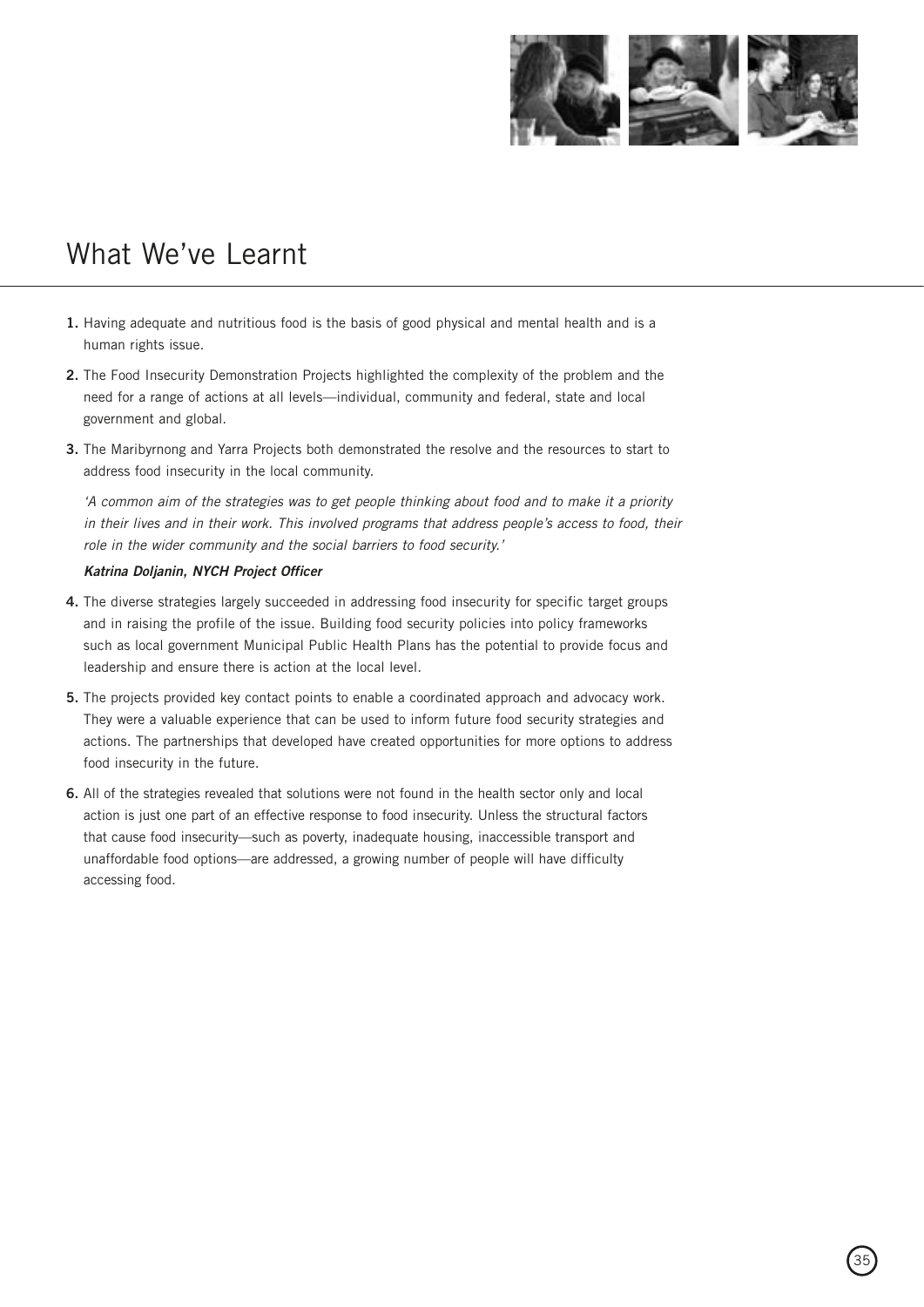# What We've Learnt

1. Having adequate and nutritious food is the basis of good physical and mental health and is a human rights issue.
2. The Food Insecurity Demonstration Projects highlighted the complexity of the problem and the need for a range of actions at all levels—individual, community and federal, state and local government and global.
3. The Maribyrnong and Yarra Projects both demonstrated the resolve and the resources to start to address food insecurity in the local community.

   *'A common aim of the strategies was to get people thinking about food and to make it a priority in their lives and in their work. This involved programs that address people's access to food, their role in the wider community and the social barriers to food security.'*

   ***Katrina Doljanin, NYCH Project Officer***

4. The diverse strategies largely succeeded in addressing food insecurity for specific target groups and in raising the profile of the issue. Building food security policies into policy frameworks such as local government Municipal Public Health Plans has the potential to provide focus and leadership and ensure there is action at the local level.
5. The projects provided key contact points to enable a coordinated approach and advocacy work. They were a valuable experience that can be used to inform future food security strategies and actions. The partnerships that developed have created opportunities for more options to address food insecurity in the future.
6. All of the strategies revealed that solutions were not found in the health sector only and local action is just one part of an effective response to food insecurity. Unless the structural factors that cause food insecurity—such as poverty, inadequate housing, inaccessible transport and unaffordable food options—are addressed, a growing number of people will have difficulty accessing food.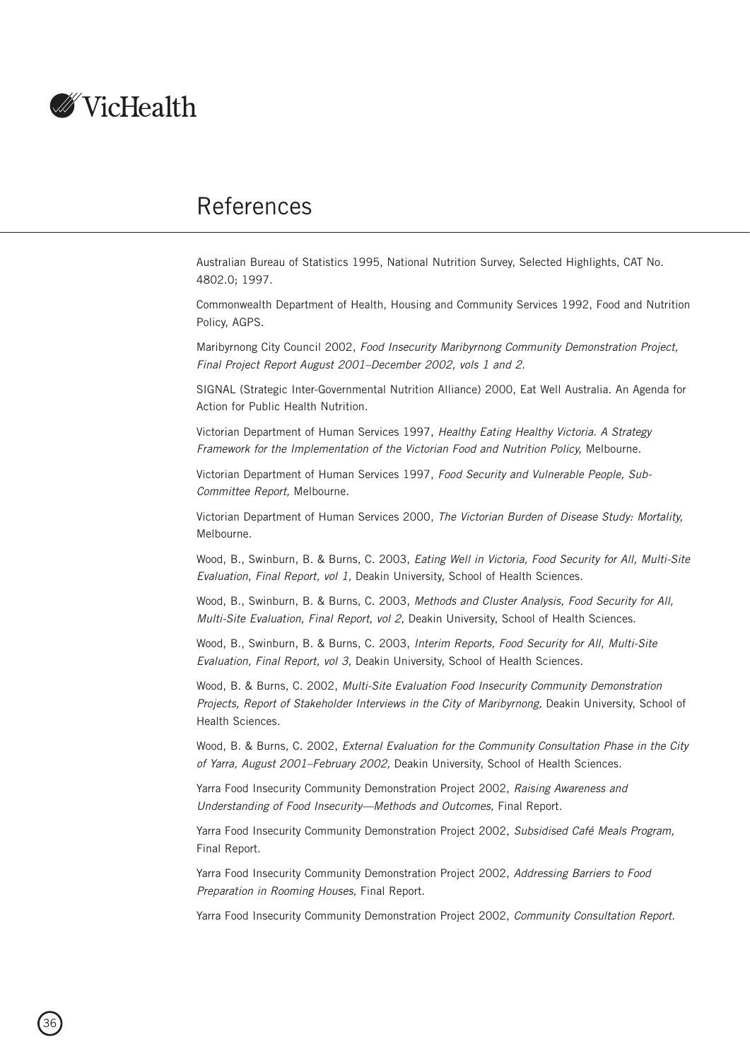# References

Australian Bureau of Statistics 1995, National Nutrition Survey, Selected Highlights, CAT No. 4802.0; 1997.

Commonwealth Department of Health, Housing and Community Services 1992, Food and Nutrition Policy, AGPS.

Maribyrnong City Council 2002, *Food Insecurity Maribyrnong Community Demonstration Project, Final Project Report August 2001–December 2002, vols 1 and 2.*

SIGNAL (Strategic Inter-Governmental Nutrition Alliance) 2000, Eat Well Australia. An Agenda for Action for Public Health Nutrition.

Victorian Department of Human Services 1997, *Healthy Eating Healthy Victoria. A Strategy Framework for the Implementation of the Victorian Food and Nutrition Policy,* Melbourne.

Victorian Department of Human Services 1997, *Food Security and Vulnerable People, Sub-Committee Report,* Melbourne.

Victorian Department of Human Services 2000, *The Victorian Burden of Disease Study: Mortality,* Melbourne.

Wood, B., Swinburn, B. & Burns, C. 2003, *Eating Well in Victoria, Food Security for All, Multi-Site Evaluation, Final Report, vol 1,* Deakin University, School of Health Sciences.

Wood, B., Swinburn, B. & Burns, C. 2003, *Methods and Cluster Analysis, Food Security for All, Multi-Site Evaluation, Final Report, vol 2,* Deakin University, School of Health Sciences.

Wood, B., Swinburn, B. & Burns, C. 2003, *Interim Reports, Food Security for All, Multi-Site Evaluation, Final Report, vol 3,* Deakin University, School of Health Sciences.

Wood, B. & Burns, C. 2002, *Multi-Site Evaluation Food Insecurity Community Demonstration Projects, Report of Stakeholder Interviews in the City of Maribyrnong,* Deakin University, School of Health Sciences.

Wood, B. & Burns, C. 2002, *External Evaluation for the Community Consultation Phase in the City of Yarra, August 2001–February 2002,* Deakin University, School of Health Sciences.

Yarra Food Insecurity Community Demonstration Project 2002, *Raising Awareness and Understanding of Food Insecurity—Methods and Outcomes,* Final Report.

Yarra Food Insecurity Community Demonstration Project 2002, *Subsidised Café Meals Program,* Final Report.

Yarra Food Insecurity Community Demonstration Project 2002, *Addressing Barriers to Food Preparation in Rooming Houses,* Final Report.

Yarra Food Insecurity Community Demonstration Project 2002, *Community Consultation Report.*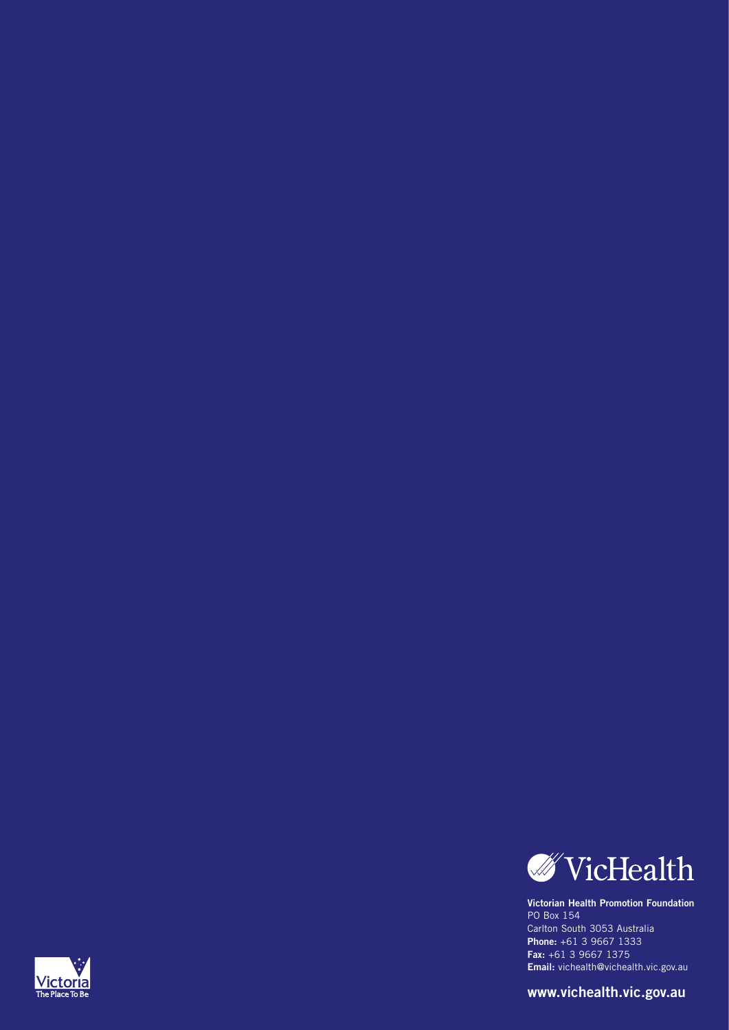VicHealth

**Victorian Health Promotion Foundation**
PO Box 154
Carlton South 3053 Australia
**Phone:** +61 3 9667 1333
**Fax:** +61 3 9667 1375
**Email:** vichealth@vichealth.vic.gov.au

**www.vichealth.vic.gov.au**

Victoria
The Place To Be